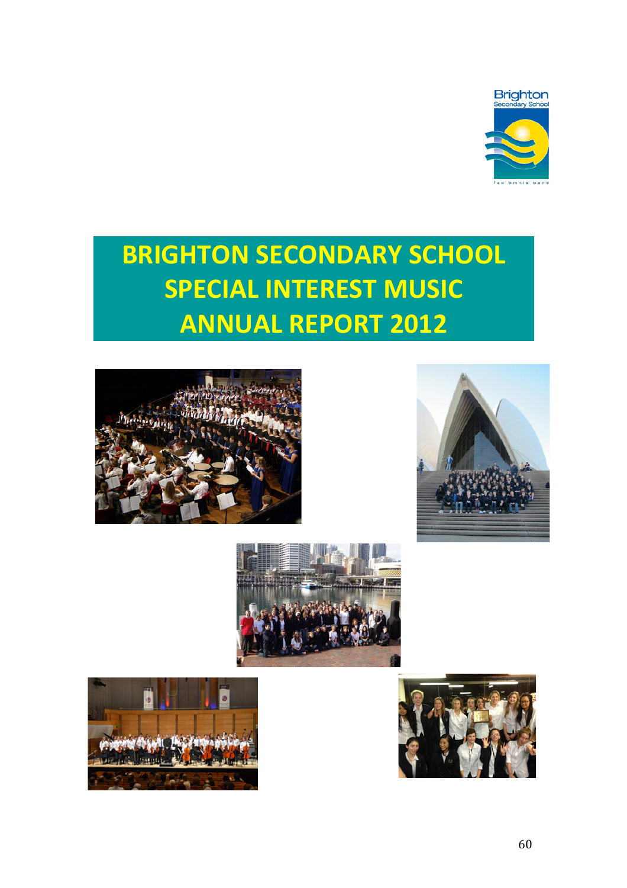Brighton
Secondary School

fac omnia bene

# BRIGHTON SECONDARY SCHOOL SPECIAL INTEREST MUSIC ANNUAL REPORT 2012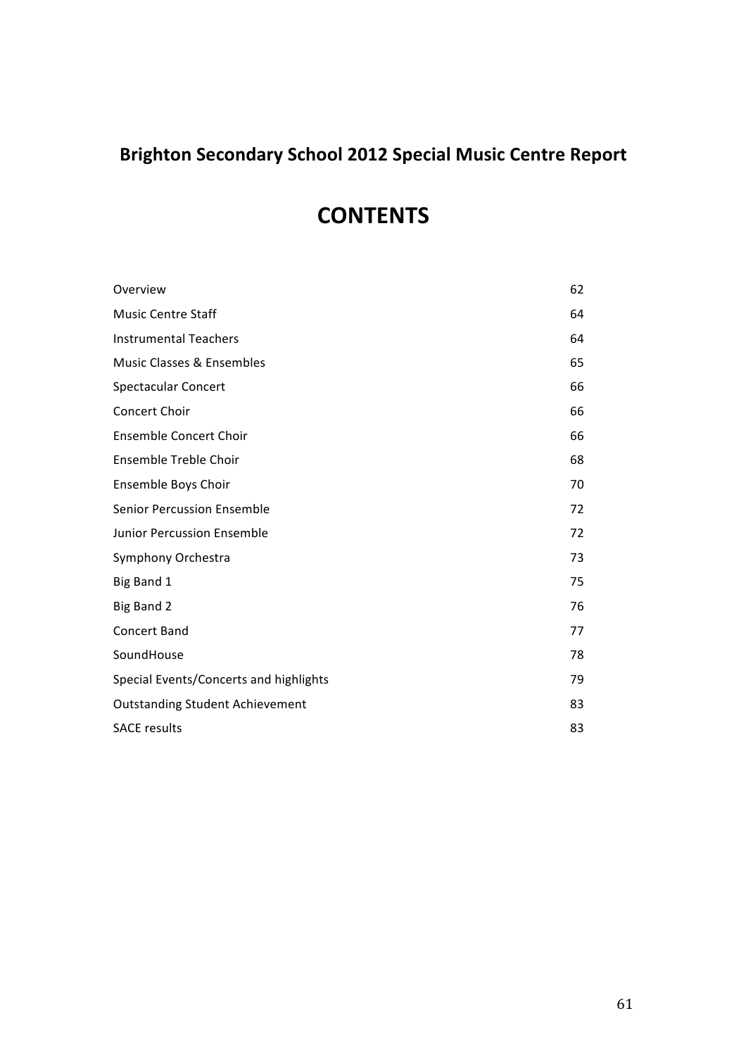## Brighton Secondary School 2012 Special Music Centre Report

# CONTENTS

| | |
|---|---|
| Overview | 62 |
| Music Centre Staff | 64 |
| Instrumental Teachers | 64 |
| Music Classes & Ensembles | 65 |
| Spectacular Concert | 66 |
| Concert Choir | 66 |
| Ensemble Concert Choir | 66 |
| Ensemble Treble Choir | 68 |
| Ensemble Boys Choir | 70 |
| Senior Percussion Ensemble | 72 |
| Junior Percussion Ensemble | 72 |
| Symphony Orchestra | 73 |
| Big Band 1 | 75 |
| Big Band 2 | 76 |
| Concert Band | 77 |
| SoundHouse | 78 |
| Special Events/Concerts and highlights | 79 |
| Outstanding Student Achievement | 83 |
| SACE results | 83 |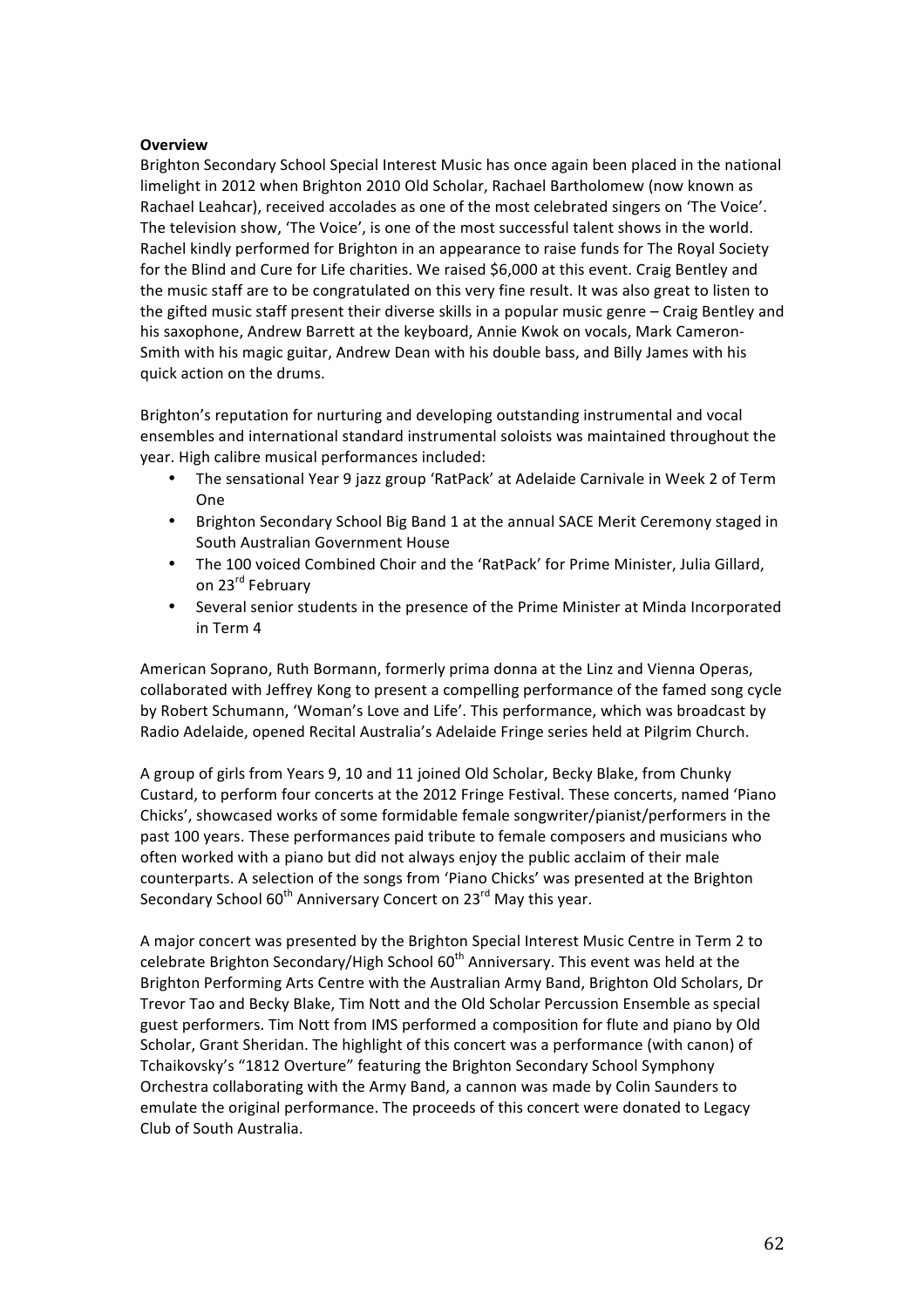**Overview**

Brighton Secondary School Special Interest Music has once again been placed in the national limelight in 2012 when Brighton 2010 Old Scholar, Rachael Bartholomew (now known as Rachael Leahcar), received accolades as one of the most celebrated singers on 'The Voice'. The television show, 'The Voice', is one of the most successful talent shows in the world. Rachel kindly performed for Brighton in an appearance to raise funds for The Royal Society for the Blind and Cure for Life charities. We raised $6,000 at this event. Craig Bentley and the music staff are to be congratulated on this very fine result. It was also great to listen to the gifted music staff present their diverse skills in a popular music genre – Craig Bentley and his saxophone, Andrew Barrett at the keyboard, Annie Kwok on vocals, Mark Cameron-Smith with his magic guitar, Andrew Dean with his double bass, and Billy James with his quick action on the drums.

Brighton's reputation for nurturing and developing outstanding instrumental and vocal ensembles and international standard instrumental soloists was maintained throughout the year. High calibre musical performances included:

- The sensational Year 9 jazz group 'RatPack' at Adelaide Carnivale in Week 2 of Term One
- Brighton Secondary School Big Band 1 at the annual SACE Merit Ceremony staged in South Australian Government House
- The 100 voiced Combined Choir and the 'RatPack' for Prime Minister, Julia Gillard, on 23rd February
- Several senior students in the presence of the Prime Minister at Minda Incorporated in Term 4

American Soprano, Ruth Bormann, formerly prima donna at the Linz and Vienna Operas, collaborated with Jeffrey Kong to present a compelling performance of the famed song cycle by Robert Schumann, 'Woman's Love and Life'. This performance, which was broadcast by Radio Adelaide, opened Recital Australia's Adelaide Fringe series held at Pilgrim Church.

A group of girls from Years 9, 10 and 11 joined Old Scholar, Becky Blake, from Chunky Custard, to perform four concerts at the 2012 Fringe Festival. These concerts, named 'Piano Chicks', showcased works of some formidable female songwriter/pianist/performers in the past 100 years. These performances paid tribute to female composers and musicians who often worked with a piano but did not always enjoy the public acclaim of their male counterparts. A selection of the songs from 'Piano Chicks' was presented at the Brighton Secondary School 60th Anniversary Concert on 23rd May this year.

A major concert was presented by the Brighton Special Interest Music Centre in Term 2 to celebrate Brighton Secondary/High School 60th Anniversary. This event was held at the Brighton Performing Arts Centre with the Australian Army Band, Brighton Old Scholars, Dr Trevor Tao and Becky Blake, Tim Nott and the Old Scholar Percussion Ensemble as special guest performers. Tim Nott from IMS performed a composition for flute and piano by Old Scholar, Grant Sheridan. The highlight of this concert was a performance (with canon) of Tchaikovsky's "1812 Overture" featuring the Brighton Secondary School Symphony Orchestra collaborating with the Army Band, a cannon was made by Colin Saunders to emulate the original performance. The proceeds of this concert were donated to Legacy Club of South Australia.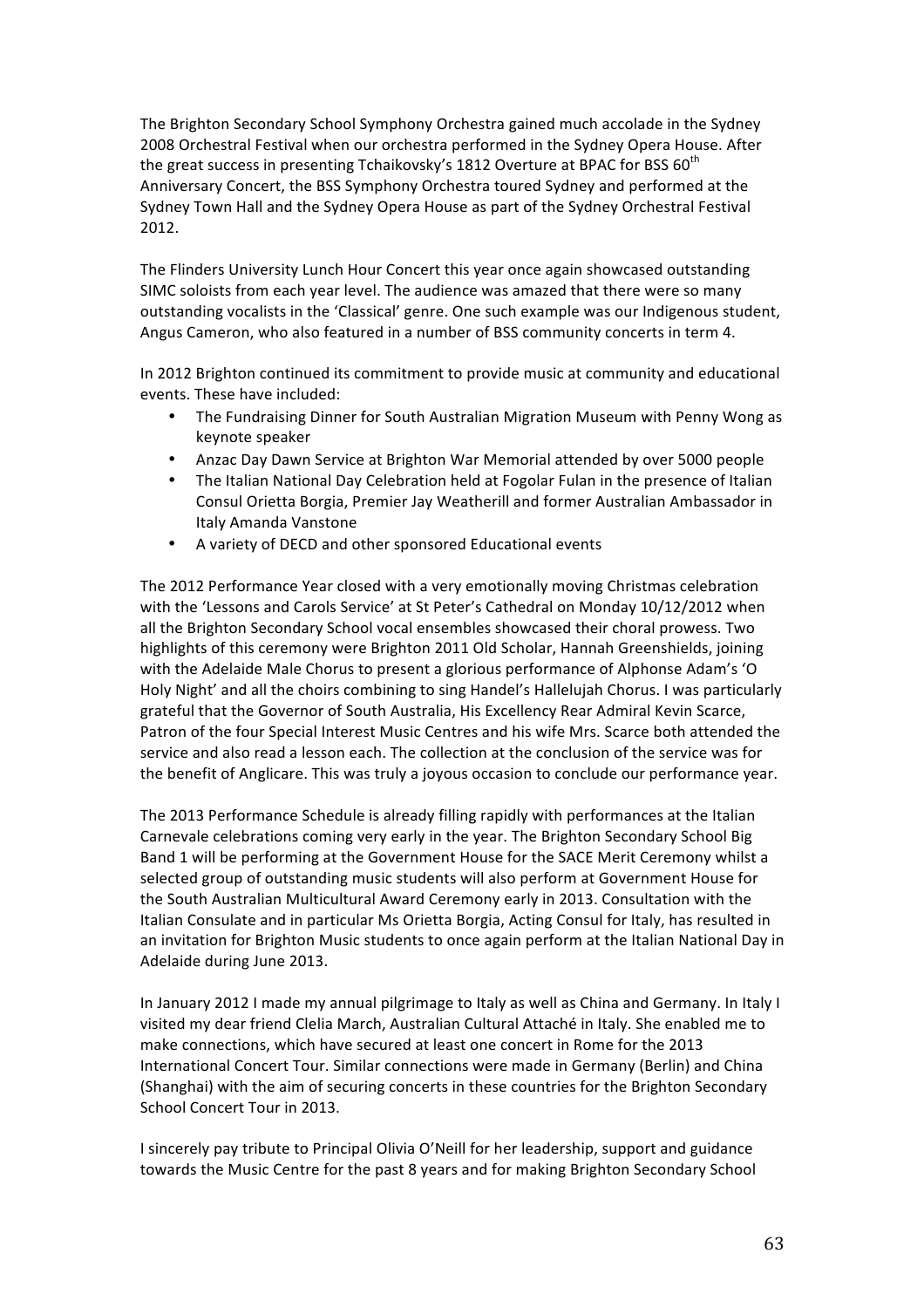The Brighton Secondary School Symphony Orchestra gained much accolade in the Sydney 2008 Orchestral Festival when our orchestra performed in the Sydney Opera House. After the great success in presenting Tchaikovsky's 1812 Overture at BPAC for BSS 60th Anniversary Concert, the BSS Symphony Orchestra toured Sydney and performed at the Sydney Town Hall and the Sydney Opera House as part of the Sydney Orchestral Festival 2012.

The Flinders University Lunch Hour Concert this year once again showcased outstanding SIMC soloists from each year level. The audience was amazed that there were so many outstanding vocalists in the 'Classical' genre. One such example was our Indigenous student, Angus Cameron, who also featured in a number of BSS community concerts in term 4.

In 2012 Brighton continued its commitment to provide music at community and educational events. These have included:

- The Fundraising Dinner for South Australian Migration Museum with Penny Wong as keynote speaker
- Anzac Day Dawn Service at Brighton War Memorial attended by over 5000 people
- The Italian National Day Celebration held at Fogolar Fulan in the presence of Italian Consul Orietta Borgia, Premier Jay Weatherill and former Australian Ambassador in Italy Amanda Vanstone
- A variety of DECD and other sponsored Educational events

The 2012 Performance Year closed with a very emotionally moving Christmas celebration with the 'Lessons and Carols Service' at St Peter's Cathedral on Monday 10/12/2012 when all the Brighton Secondary School vocal ensembles showcased their choral prowess. Two highlights of this ceremony were Brighton 2011 Old Scholar, Hannah Greenshields, joining with the Adelaide Male Chorus to present a glorious performance of Alphonse Adam's 'O Holy Night' and all the choirs combining to sing Handel's Hallelujah Chorus. I was particularly grateful that the Governor of South Australia, His Excellency Rear Admiral Kevin Scarce, Patron of the four Special Interest Music Centres and his wife Mrs. Scarce both attended the service and also read a lesson each. The collection at the conclusion of the service was for the benefit of Anglicare. This was truly a joyous occasion to conclude our performance year.

The 2013 Performance Schedule is already filling rapidly with performances at the Italian Carnevale celebrations coming very early in the year. The Brighton Secondary School Big Band 1 will be performing at the Government House for the SACE Merit Ceremony whilst a selected group of outstanding music students will also perform at Government House for the South Australian Multicultural Award Ceremony early in 2013. Consultation with the Italian Consulate and in particular Ms Orietta Borgia, Acting Consul for Italy, has resulted in an invitation for Brighton Music students to once again perform at the Italian National Day in Adelaide during June 2013.

In January 2012 I made my annual pilgrimage to Italy as well as China and Germany. In Italy I visited my dear friend Clelia March, Australian Cultural Attaché in Italy. She enabled me to make connections, which have secured at least one concert in Rome for the 2013 International Concert Tour. Similar connections were made in Germany (Berlin) and China (Shanghai) with the aim of securing concerts in these countries for the Brighton Secondary School Concert Tour in 2013.

I sincerely pay tribute to Principal Olivia O'Neill for her leadership, support and guidance towards the Music Centre for the past 8 years and for making Brighton Secondary School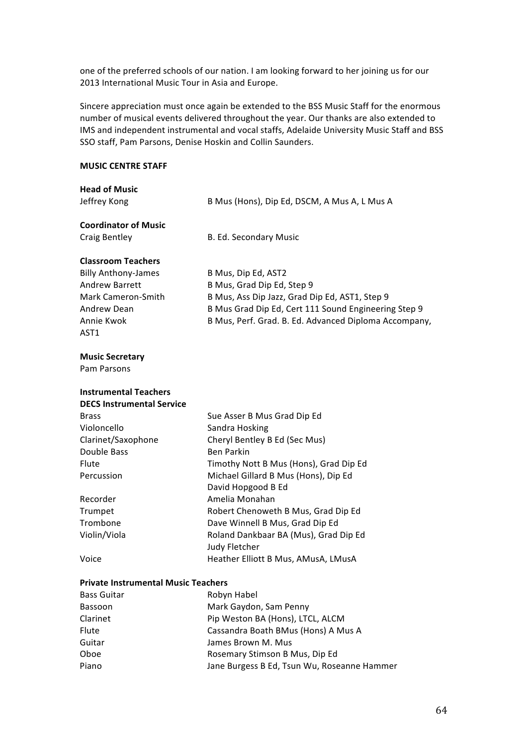one of the preferred schools of our nation. I am looking forward to her joining us for our 2013 International Music Tour in Asia and Europe.

Sincere appreciation must once again be extended to the BSS Music Staff for the enormous number of musical events delivered throughout the year. Our thanks are also extended to IMS and independent instrumental and vocal staffs, Adelaide University Music Staff and BSS SSO staff, Pam Parsons, Denise Hoskin and Collin Saunders.

**MUSIC CENTRE STAFF**

**Head of Music**

| | |
|---|---|
| Jeffrey Kong | B Mus (Hons), Dip Ed, DSCM, A Mus A, L Mus A |

**Coordinator of Music**

| | |
|---|---|
| Craig Bentley | B. Ed. Secondary Music |

**Classroom Teachers**

| | |
|---|---|
| Billy Anthony-James | B Mus, Dip Ed, AST2 |
| Andrew Barrett | B Mus, Grad Dip Ed, Step 9 |
| Mark Cameron-Smith | B Mus, Ass Dip Jazz, Grad Dip Ed, AST1, Step 9 |
| Andrew Dean | B Mus Grad Dip Ed, Cert 111 Sound Engineering Step 9 |
| Annie Kwok | B Mus, Perf. Grad. B. Ed. Advanced Diploma Accompany, AST1 |

**Music Secretary**

Pam Parsons

**Instrumental Teachers**

**DECS Instrumental Service**

| | |
|---|---|
| Brass | Sue Asser B Mus Grad Dip Ed |
| Violoncello | Sandra Hosking |
| Clarinet/Saxophone | Cheryl Bentley B Ed (Sec Mus) |
| Double Bass | Ben Parkin |
| Flute | Timothy Nott B Mus (Hons), Grad Dip Ed |
| Percussion | Michael Gillard B Mus (Hons), Dip Ed |
| | David Hopgood B Ed |
| Recorder | Amelia Monahan |
| Trumpet | Robert Chenoweth B Mus, Grad Dip Ed |
| Trombone | Dave Winnell B Mus, Grad Dip Ed |
| Violin/Viola | Roland Dankbaar BA (Mus), Grad Dip Ed |
| | Judy Fletcher |
| Voice | Heather Elliott B Mus, AMusA, LMusA |

**Private Instrumental Music Teachers**

| | |
|---|---|
| Bass Guitar | Robyn Habel |
| Bassoon | Mark Gaydon, Sam Penny |
| Clarinet | Pip Weston BA (Hons), LTCL, ALCM |
| Flute | Cassandra Boath BMus (Hons) A Mus A |
| Guitar | James Brown M. Mus |
| Oboe | Rosemary Stimson B Mus, Dip Ed |
| Piano | Jane Burgess B Ed, Tsun Wu, Roseanne Hammer |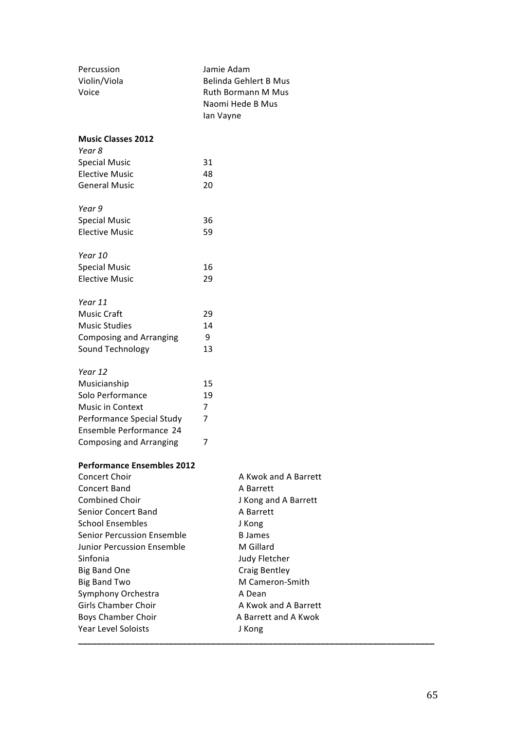| | |
|---|---|
| Percussion | Jamie Adam |
| Violin/Viola | Belinda Gehlert B Mus |
| Voice | Ruth Bormann M Mus |
| | Naomi Hede B Mus |
| | Ian Vayne |

**Music Classes 2012**

*Year 8*

| | |
|---|---|
| Special Music | 31 |
| Elective Music | 48 |
| General Music | 20 |

*Year 9*

| | |
|---|---|
| Special Music | 36 |
| Elective Music | 59 |

*Year 10*

| | |
|---|---|
| Special Music | 16 |
| Elective Music | 29 |

*Year 11*

| | |
|---|---|
| Music Craft | 29 |
| Music Studies | 14 |
| Composing and Arranging | 9 |
| Sound Technology | 13 |

*Year 12*

| | |
|---|---|
| Musicianship | 15 |
| Solo Performance | 19 |
| Music in Context | 7 |
| Performance Special Study | 7 |
| Ensemble Performance | 24 |
| Composing and Arranging | 7 |

**Performance Ensembles 2012**

| | |
|---|---|
| Concert Choir | A Kwok and A Barrett |
| Concert Band | A Barrett |
| Combined Choir | J Kong and A Barrett |
| Senior Concert Band | A Barrett |
| School Ensembles | J Kong |
| Senior Percussion Ensemble | B James |
| Junior Percussion Ensemble | M Gillard |
| Sinfonia | Judy Fletcher |
| Big Band One | Craig Bentley |
| Big Band Two | M Cameron-Smith |
| Symphony Orchestra | A Dean |
| Girls Chamber Choir | A Kwok and A Barrett |
| Boys Chamber Choir | A Barrett and A Kwok |
| Year Level Soloists | J Kong |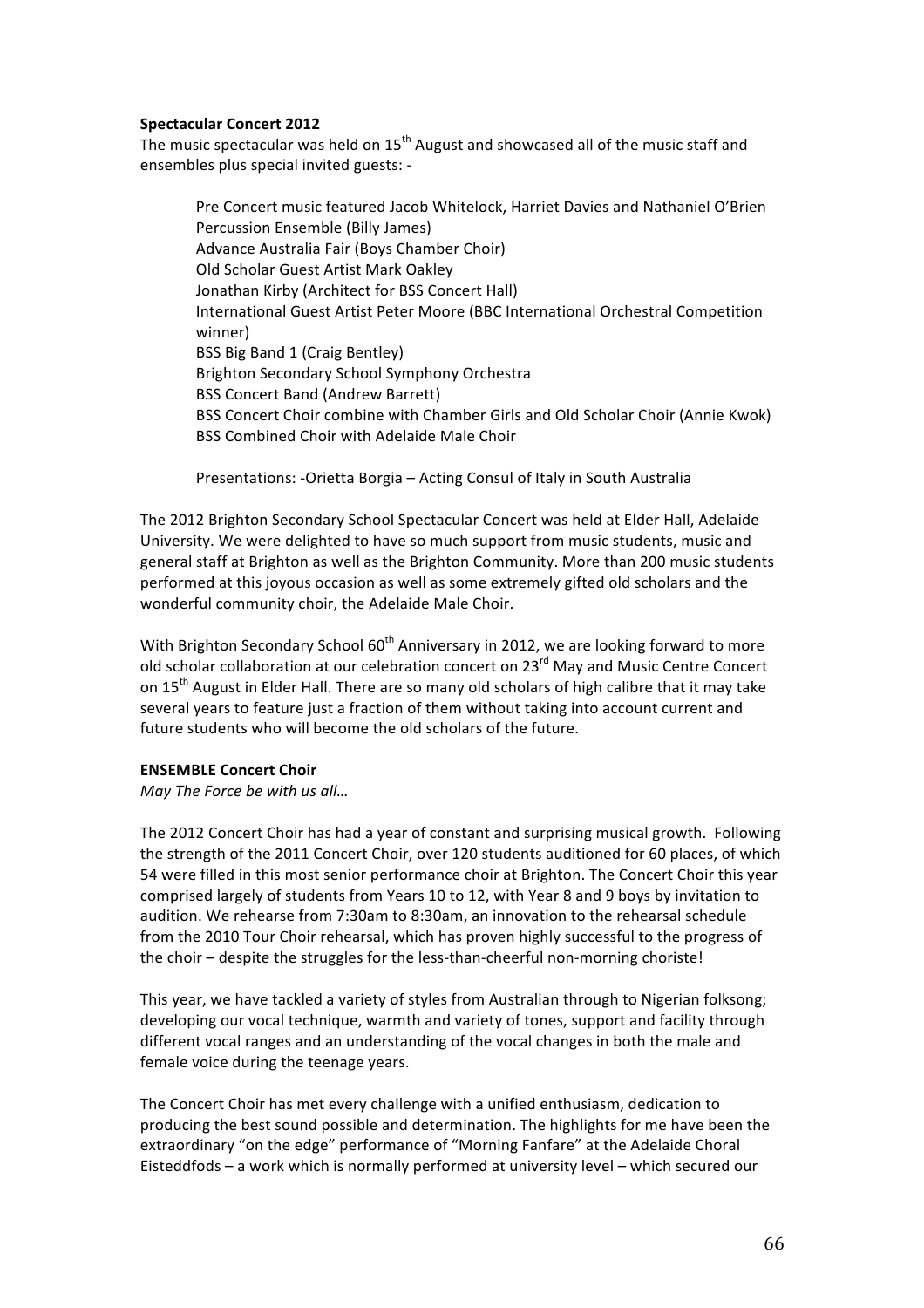**Spectacular Concert 2012**

The music spectacular was held on 15th August and showcased all of the music staff and ensembles plus special invited guests: -

Pre Concert music featured Jacob Whitelock, Harriet Davies and Nathaniel O'Brien
Percussion Ensemble (Billy James)
Advance Australia Fair (Boys Chamber Choir)
Old Scholar Guest Artist Mark Oakley
Jonathan Kirby (Architect for BSS Concert Hall)
International Guest Artist Peter Moore (BBC International Orchestral Competition winner)
BSS Big Band 1 (Craig Bentley)
Brighton Secondary School Symphony Orchestra
BSS Concert Band (Andrew Barrett)
BSS Concert Choir combine with Chamber Girls and Old Scholar Choir (Annie Kwok)
BSS Combined Choir with Adelaide Male Choir

Presentations: -Orietta Borgia – Acting Consul of Italy in South Australia

The 2012 Brighton Secondary School Spectacular Concert was held at Elder Hall, Adelaide University. We were delighted to have so much support from music students, music and general staff at Brighton as well as the Brighton Community. More than 200 music students performed at this joyous occasion as well as some extremely gifted old scholars and the wonderful community choir, the Adelaide Male Choir.

With Brighton Secondary School 60th Anniversary in 2012, we are looking forward to more old scholar collaboration at our celebration concert on 23rd May and Music Centre Concert on 15th August in Elder Hall. There are so many old scholars of high calibre that it may take several years to feature just a fraction of them without taking into account current and future students who will become the old scholars of the future.

**ENSEMBLE Concert Choir**

*May The Force be with us all…*

The 2012 Concert Choir has had a year of constant and surprising musical growth. Following the strength of the 2011 Concert Choir, over 120 students auditioned for 60 places, of which 54 were filled in this most senior performance choir at Brighton. The Concert Choir this year comprised largely of students from Years 10 to 12, with Year 8 and 9 boys by invitation to audition. We rehearse from 7:30am to 8:30am, an innovation to the rehearsal schedule from the 2010 Tour Choir rehearsal, which has proven highly successful to the progress of the choir – despite the struggles for the less-than-cheerful non-morning choriste!

This year, we have tackled a variety of styles from Australian through to Nigerian folksong; developing our vocal technique, warmth and variety of tones, support and facility through different vocal ranges and an understanding of the vocal changes in both the male and female voice during the teenage years.

The Concert Choir has met every challenge with a unified enthusiasm, dedication to producing the best sound possible and determination. The highlights for me have been the extraordinary "on the edge" performance of "Morning Fanfare" at the Adelaide Choral Eisteddfods – a work which is normally performed at university level – which secured our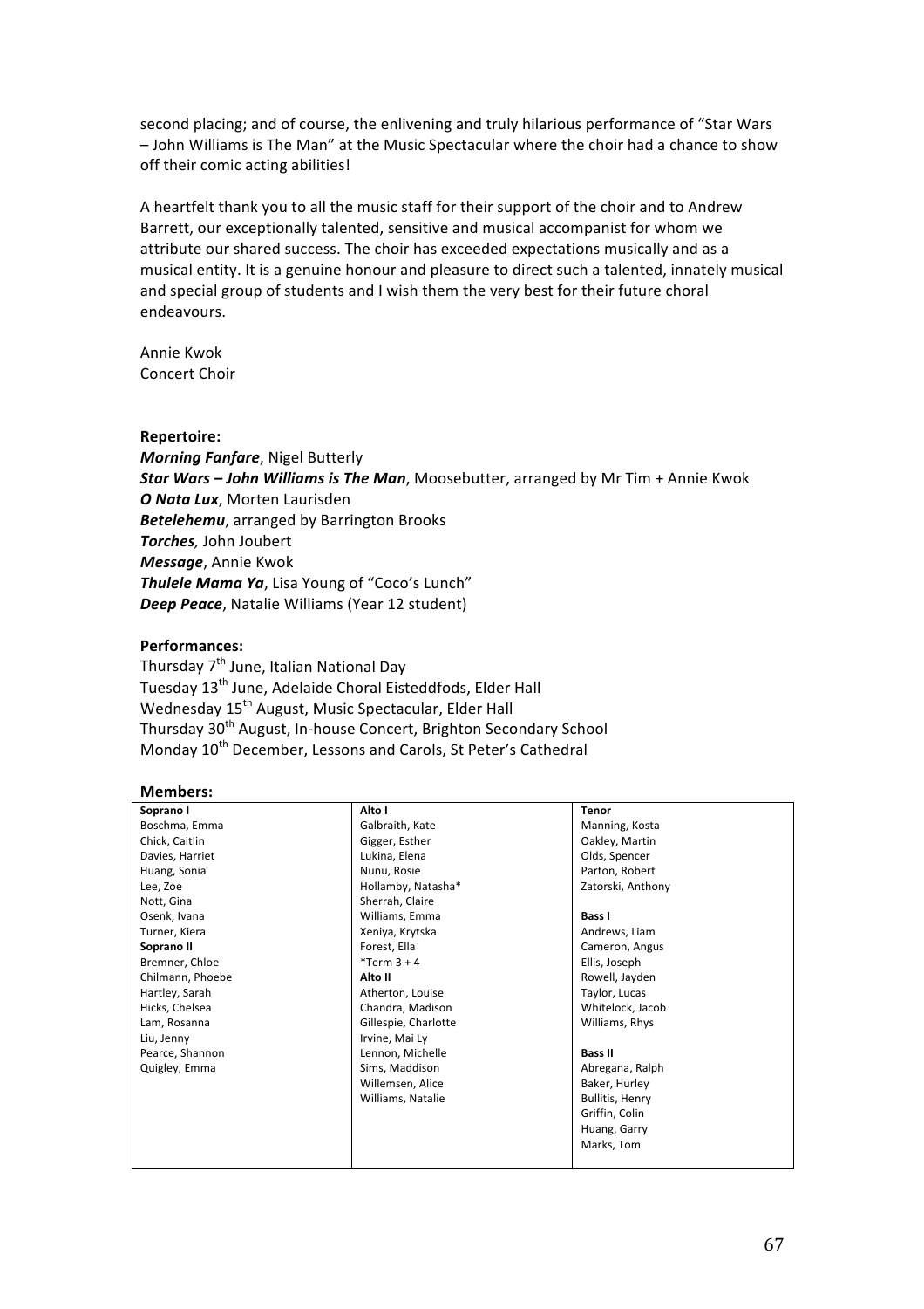second placing; and of course, the enlivening and truly hilarious performance of "Star Wars – John Williams is The Man" at the Music Spectacular where the choir had a chance to show off their comic acting abilities!

A heartfelt thank you to all the music staff for their support of the choir and to Andrew Barrett, our exceptionally talented, sensitive and musical accompanist for whom we attribute our shared success. The choir has exceeded expectations musically and as a musical entity. It is a genuine honour and pleasure to direct such a talented, innately musical and special group of students and I wish them the very best for their future choral endeavours.

Annie Kwok
Concert Choir

**Repertoire:**
***Morning Fanfare***, Nigel Butterly
***Star Wars – John Williams is The Man***, Moosebutter, arranged by Mr Tim + Annie Kwok
***O Nata Lux***, Morten Laurisden
***Betelehemu***, arranged by Barrington Brooks
***Torches,*** John Joubert
***Message***, Annie Kwok
***Thulele Mama Ya***, Lisa Young of "Coco's Lunch"
***Deep Peace***, Natalie Williams (Year 12 student)

**Performances:**
Thursday 7th June, Italian National Day
Tuesday 13th June, Adelaide Choral Eisteddfods, Elder Hall
Wednesday 15th August, Music Spectacular, Elder Hall
Thursday 30th August, In-house Concert, Brighton Secondary School
Monday 10th December, Lessons and Carols, St Peter's Cathedral

**Members:**

| Soprano I | Alto I | Tenor |
|---|---|---|
| Boschma, Emma | Galbraith, Kate | Manning, Kosta |
| Chick, Caitlin | Gigger, Esther | Oakley, Martin |
| Davies, Harriet | Lukina, Elena | Olds, Spencer |
| Huang, Sonia | Nunu, Rosie | Parton, Robert |
| Lee, Zoe | Hollamby, Natasha* | Zatorski, Anthony |
| Nott, Gina | Sherrah, Claire | |
| Osenk, Ivana | Williams, Emma | **Bass I** |
| Turner, Kiera | Xeniya, Krytska | Andrews, Liam |
| **Soprano II** | Forest, Ella | Cameron, Angus |
| Bremner, Chloe | *Term 3 + 4 | Ellis, Joseph |
| Chilmann, Phoebe | **Alto II** | Rowell, Jayden |
| Hartley, Sarah | Atherton, Louise | Taylor, Lucas |
| Hicks, Chelsea | Chandra, Madison | Whitelock, Jacob |
| Lam, Rosanna | Gillespie, Charlotte | Williams, Rhys |
| Liu, Jenny | Irvine, Mai Ly | |
| Pearce, Shannon | Lennon, Michelle | **Bass II** |
| Quigley, Emma | Sims, Maddison | Abregana, Ralph |
| | Willemsen, Alice | Baker, Hurley |
| | Williams, Natalie | Bullitis, Henry |
| | | Griffin, Colin |
| | | Huang, Garry |
| | | Marks, Tom |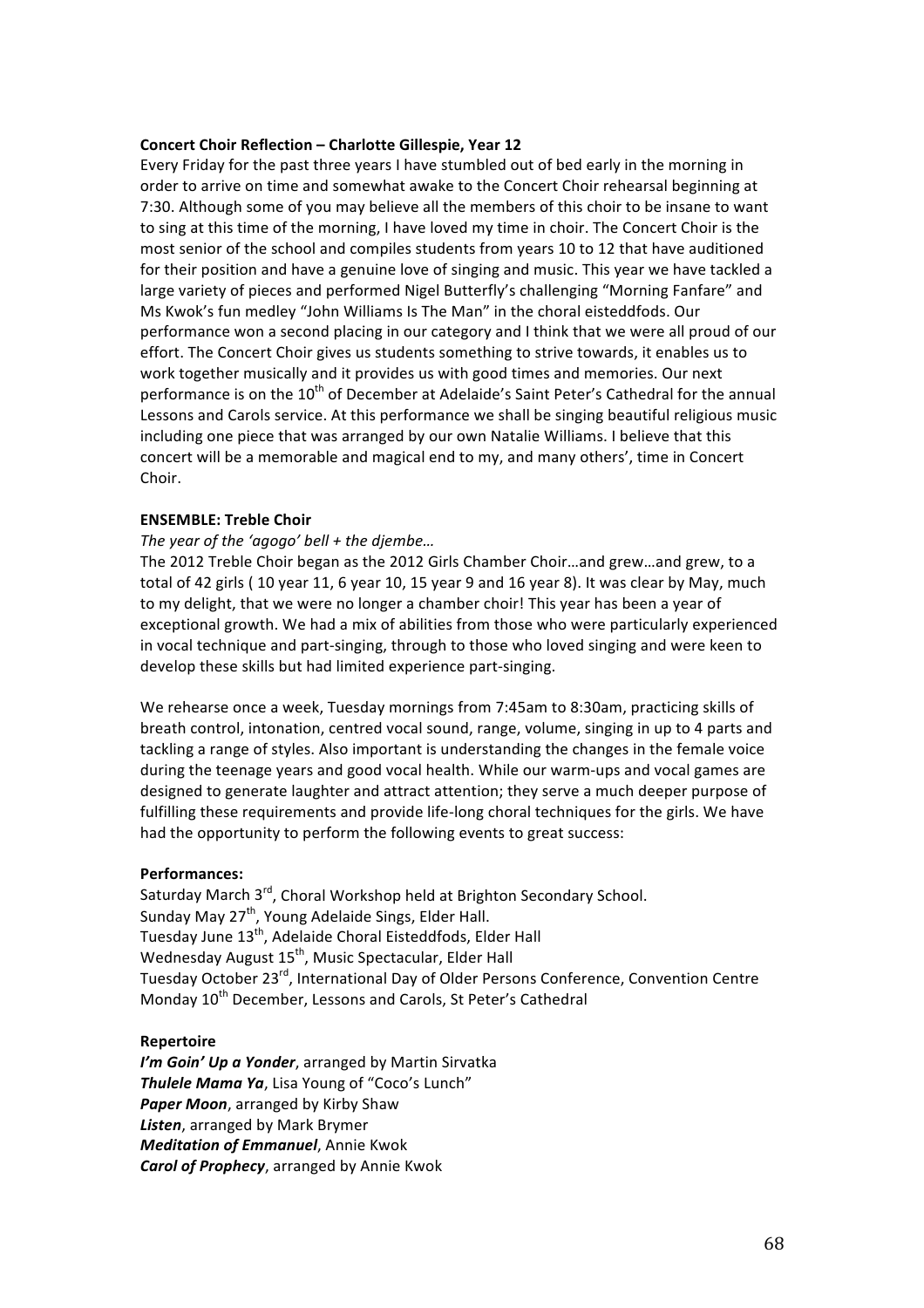**Concert Choir Reflection – Charlotte Gillespie, Year 12**

Every Friday for the past three years I have stumbled out of bed early in the morning in order to arrive on time and somewhat awake to the Concert Choir rehearsal beginning at 7:30. Although some of you may believe all the members of this choir to be insane to want to sing at this time of the morning, I have loved my time in choir. The Concert Choir is the most senior of the school and compiles students from years 10 to 12 that have auditioned for their position and have a genuine love of singing and music. This year we have tackled a large variety of pieces and performed Nigel Butterfly's challenging "Morning Fanfare" and Ms Kwok's fun medley "John Williams Is The Man" in the choral eisteddfods. Our performance won a second placing in our category and I think that we were all proud of our effort. The Concert Choir gives us students something to strive towards, it enables us to work together musically and it provides us with good times and memories. Our next performance is on the 10th of December at Adelaide's Saint Peter's Cathedral for the annual Lessons and Carols service. At this performance we shall be singing beautiful religious music including one piece that was arranged by our own Natalie Williams. I believe that this concert will be a memorable and magical end to my, and many others', time in Concert Choir.

**ENSEMBLE: Treble Choir**

*The year of the 'agogo' bell + the djembe…*

The 2012 Treble Choir began as the 2012 Girls Chamber Choir…and grew…and grew, to a total of 42 girls ( 10 year 11, 6 year 10, 15 year 9 and 16 year 8). It was clear by May, much to my delight, that we were no longer a chamber choir! This year has been a year of exceptional growth. We had a mix of abilities from those who were particularly experienced in vocal technique and part-singing, through to those who loved singing and were keen to develop these skills but had limited experience part-singing.

We rehearse once a week, Tuesday mornings from 7:45am to 8:30am, practicing skills of breath control, intonation, centred vocal sound, range, volume, singing in up to 4 parts and tackling a range of styles. Also important is understanding the changes in the female voice during the teenage years and good vocal health. While our warm-ups and vocal games are designed to generate laughter and attract attention; they serve a much deeper purpose of fulfilling these requirements and provide life-long choral techniques for the girls. We have had the opportunity to perform the following events to great success:

**Performances:**

Saturday March 3rd, Choral Workshop held at Brighton Secondary School.
Sunday May 27th, Young Adelaide Sings, Elder Hall.
Tuesday June 13th, Adelaide Choral Eisteddfods, Elder Hall
Wednesday August 15th, Music Spectacular, Elder Hall
Tuesday October 23rd, International Day of Older Persons Conference, Convention Centre
Monday 10th December, Lessons and Carols, St Peter's Cathedral

**Repertoire**

***I'm Goin' Up a Yonder***, arranged by Martin Sirvatka
***Thulele Mama Ya***, Lisa Young of "Coco's Lunch"
***Paper Moon***, arranged by Kirby Shaw
***Listen***, arranged by Mark Brymer
***Meditation of Emmanuel***, Annie Kwok
***Carol of Prophecy***, arranged by Annie Kwok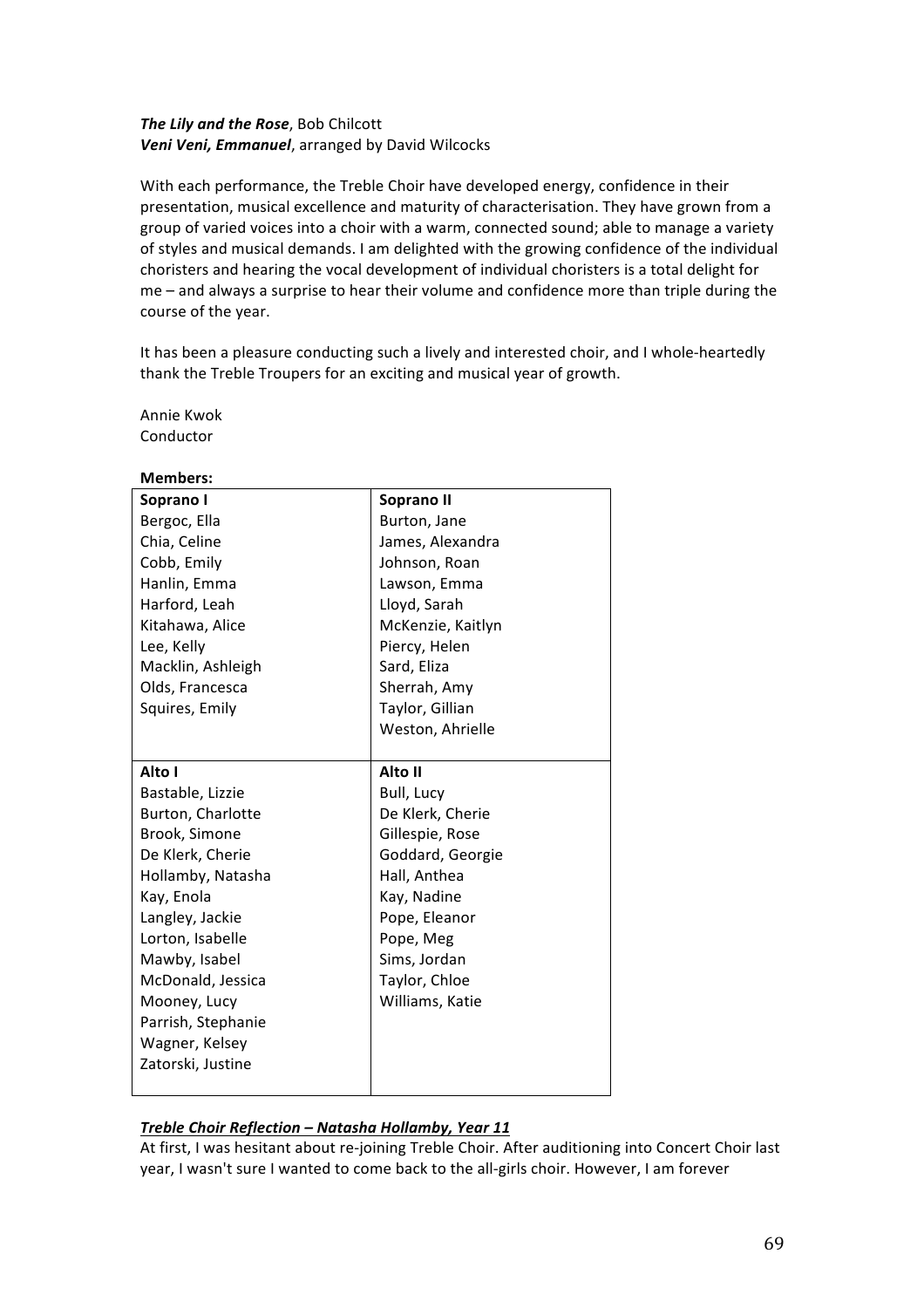***The Lily and the Rose***, Bob Chilcott
***Veni Veni, Emmanuel***, arranged by David Wilcocks

With each performance, the Treble Choir have developed energy, confidence in their presentation, musical excellence and maturity of characterisation. They have grown from a group of varied voices into a choir with a warm, connected sound; able to manage a variety of styles and musical demands. I am delighted with the growing confidence of the individual choristers and hearing the vocal development of individual choristers is a total delight for me – and always a surprise to hear their volume and confidence more than triple during the course of the year.

It has been a pleasure conducting such a lively and interested choir, and I whole-heartedly thank the Treble Troupers for an exciting and musical year of growth.

Annie Kwok
Conductor

**Members:**

| **Soprano I** | **Soprano II** |
|---|---|
| Bergoc, Ella | Burton, Jane |
| Chia, Celine | James, Alexandra |
| Cobb, Emily | Johnson, Roan |
| Hanlin, Emma | Lawson, Emma |
| Harford, Leah | Lloyd, Sarah |
| Kitahawa, Alice | McKenzie, Kaitlyn |
| Lee, Kelly | Piercy, Helen |
| Macklin, Ashleigh | Sard, Eliza |
| Olds, Francesca | Sherrah, Amy |
| Squires, Emily | Taylor, Gillian |
| | Weston, Ahrielle |
| **Alto I** | **Alto II** |
| Bastable, Lizzie | Bull, Lucy |
| Burton, Charlotte | De Klerk, Cherie |
| Brook, Simone | Gillespie, Rose |
| De Klerk, Cherie | Goddard, Georgie |
| Hollamby, Natasha | Hall, Anthea |
| Kay, Enola | Kay, Nadine |
| Langley, Jackie | Pope, Eleanor |
| Lorton, Isabelle | Pope, Meg |
| Mawby, Isabel | Sims, Jordan |
| McDonald, Jessica | Taylor, Chloe |
| Mooney, Lucy | Williams, Katie |
| Parrish, Stephanie | |
| Wagner, Kelsey | |
| Zatorski, Justine | |

***Treble Choir Reflection – Natasha Hollamby, Year 11***

At first, I was hesitant about re-joining Treble Choir. After auditioning into Concert Choir last year, I wasn't sure I wanted to come back to the all-girls choir. However, I am forever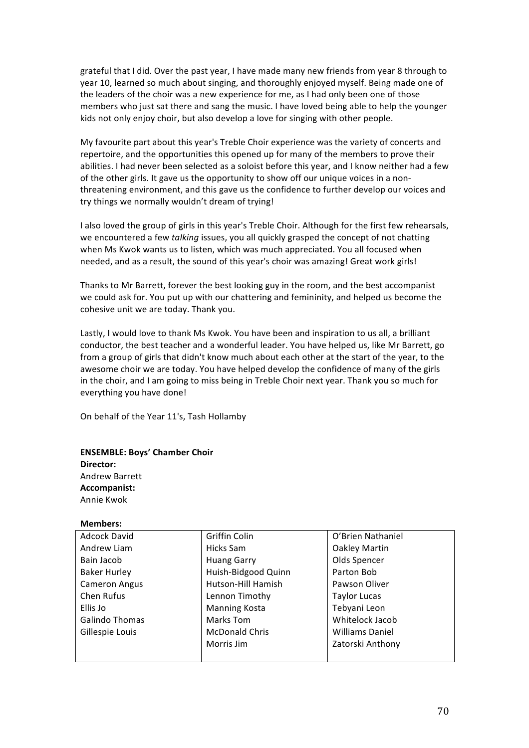grateful that I did. Over the past year, I have made many new friends from year 8 through to year 10, learned so much about singing, and thoroughly enjoyed myself. Being made one of the leaders of the choir was a new experience for me, as I had only been one of those members who just sat there and sang the music. I have loved being able to help the younger kids not only enjoy choir, but also develop a love for singing with other people.

My favourite part about this year's Treble Choir experience was the variety of concerts and repertoire, and the opportunities this opened up for many of the members to prove their abilities. I had never been selected as a soloist before this year, and I know neither had a few of the other girls. It gave us the opportunity to show off our unique voices in a non-threatening environment, and this gave us the confidence to further develop our voices and try things we normally wouldn't dream of trying!

I also loved the group of girls in this year's Treble Choir. Although for the first few rehearsals, we encountered a few *talking* issues, you all quickly grasped the concept of not chatting when Ms Kwok wants us to listen, which was much appreciated. You all focused when needed, and as a result, the sound of this year's choir was amazing! Great work girls!

Thanks to Mr Barrett, forever the best looking guy in the room, and the best accompanist we could ask for. You put up with our chattering and femininity, and helped us become the cohesive unit we are today. Thank you.

Lastly, I would love to thank Ms Kwok. You have been and inspiration to us all, a brilliant conductor, the best teacher and a wonderful leader. You have helped us, like Mr Barrett, go from a group of girls that didn't know much about each other at the start of the year, to the awesome choir we are today. You have helped develop the confidence of many of the girls in the choir, and I am going to miss being in Treble Choir next year. Thank you so much for everything you have done!

On behalf of the Year 11's, Tash Hollamby

**ENSEMBLE: Boys' Chamber Choir**
**Director:**
Andrew Barrett
**Accompanist:**
Annie Kwok

**Members:**

| | | |
|---|---|---|
| Adcock David | Griffin Colin | O'Brien Nathaniel |
| Andrew Liam | Hicks Sam | Oakley Martin |
| Bain Jacob | Huang Garry | Olds Spencer |
| Baker Hurley | Huish-Bidgood Quinn | Parton Bob |
| Cameron Angus | Hutson-Hill Hamish | Pawson Oliver |
| Chen Rufus | Lennon Timothy | Taylor Lucas |
| Ellis Jo | Manning Kosta | Tebyani Leon |
| Galindo Thomas | Marks Tom | Whitelock Jacob |
| Gillespie Louis | McDonald Chris | Williams Daniel |
| | Morris Jim | Zatorski Anthony |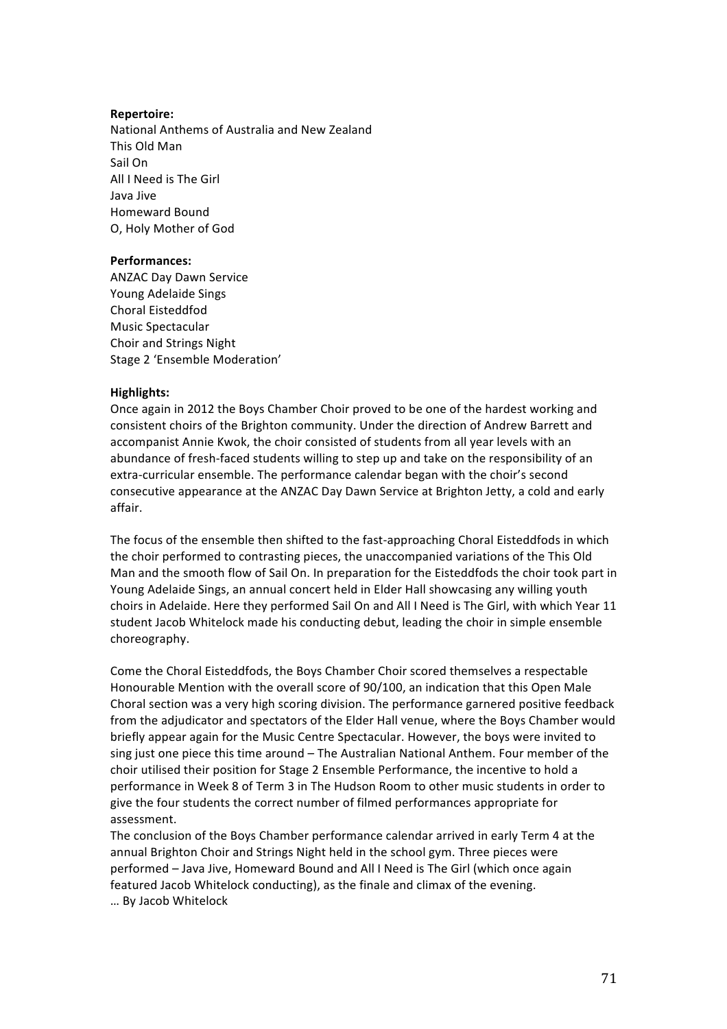**Repertoire:**

National Anthems of Australia and New Zealand
This Old Man
Sail On
All I Need is The Girl
Java Jive
Homeward Bound
O, Holy Mother of God

**Performances:**

ANZAC Day Dawn Service
Young Adelaide Sings
Choral Eisteddfod
Music Spectacular
Choir and Strings Night
Stage 2 'Ensemble Moderation'

**Highlights:**

Once again in 2012 the Boys Chamber Choir proved to be one of the hardest working and consistent choirs of the Brighton community. Under the direction of Andrew Barrett and accompanist Annie Kwok, the choir consisted of students from all year levels with an abundance of fresh-faced students willing to step up and take on the responsibility of an extra-curricular ensemble. The performance calendar began with the choir's second consecutive appearance at the ANZAC Day Dawn Service at Brighton Jetty, a cold and early affair.

The focus of the ensemble then shifted to the fast-approaching Choral Eisteddfods in which the choir performed to contrasting pieces, the unaccompanied variations of the This Old Man and the smooth flow of Sail On. In preparation for the Eisteddfods the choir took part in Young Adelaide Sings, an annual concert held in Elder Hall showcasing any willing youth choirs in Adelaide. Here they performed Sail On and All I Need is The Girl, with which Year 11 student Jacob Whitelock made his conducting debut, leading the choir in simple ensemble choreography.

Come the Choral Eisteddfods, the Boys Chamber Choir scored themselves a respectable Honourable Mention with the overall score of 90/100, an indication that this Open Male Choral section was a very high scoring division. The performance garnered positive feedback from the adjudicator and spectators of the Elder Hall venue, where the Boys Chamber would briefly appear again for the Music Centre Spectacular. However, the boys were invited to sing just one piece this time around – The Australian National Anthem. Four member of the choir utilised their position for Stage 2 Ensemble Performance, the incentive to hold a performance in Week 8 of Term 3 in The Hudson Room to other music students in order to give the four students the correct number of filmed performances appropriate for assessment.

The conclusion of the Boys Chamber performance calendar arrived in early Term 4 at the annual Brighton Choir and Strings Night held in the school gym. Three pieces were performed – Java Jive, Homeward Bound and All I Need is The Girl (which once again featured Jacob Whitelock conducting), as the finale and climax of the evening.

… By Jacob Whitelock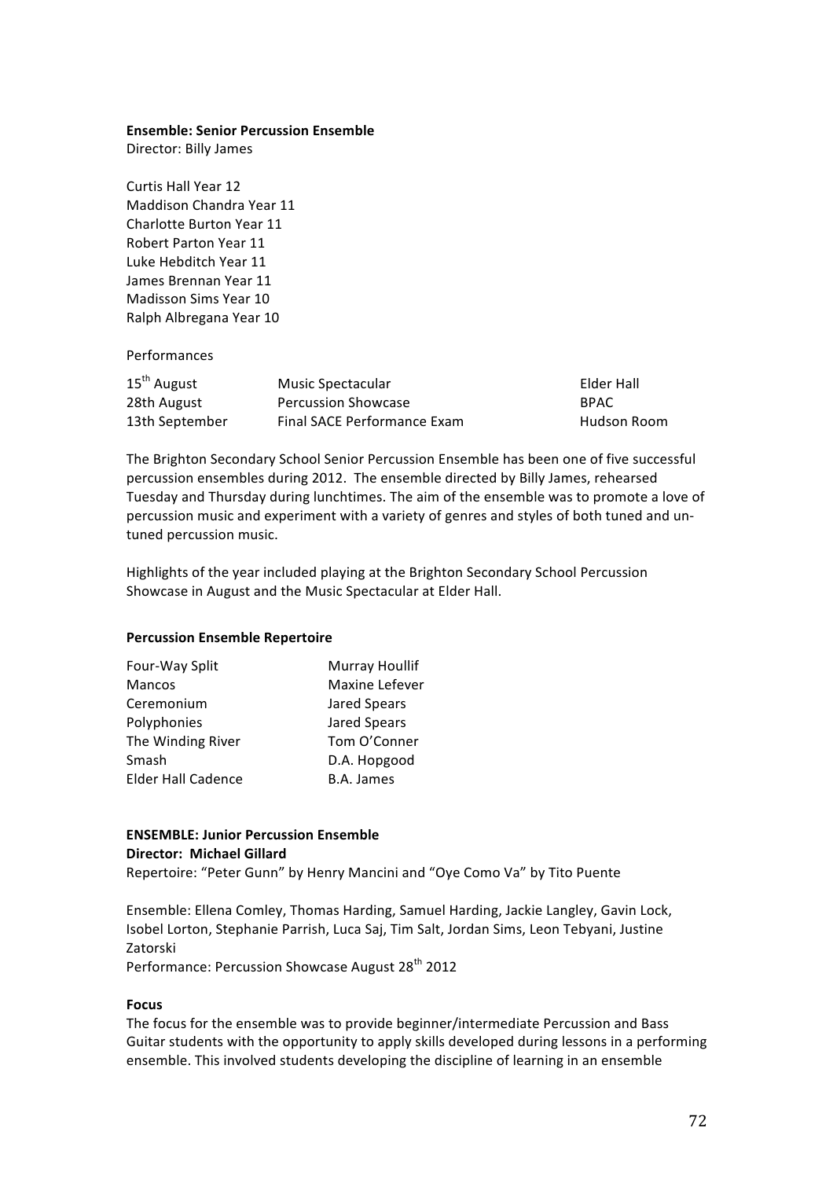**Ensemble: Senior Percussion Ensemble**
Director: Billy James

Curtis Hall Year 12
Maddison Chandra Year 11
Charlotte Burton Year 11
Robert Parton Year 11
Luke Hebditch Year 11
James Brennan Year 11
Madisson Sims Year 10
Ralph Albregana Year 10

Performances

| | | |
|---|---|---|
| 15th August | Music Spectacular | Elder Hall |
| 28th August | Percussion Showcase | BPAC |
| 13th September | Final SACE Performance Exam | Hudson Room |

The Brighton Secondary School Senior Percussion Ensemble has been one of five successful percussion ensembles during 2012. The ensemble directed by Billy James, rehearsed Tuesday and Thursday during lunchtimes. The aim of the ensemble was to promote a love of percussion music and experiment with a variety of genres and styles of both tuned and un-tuned percussion music.

Highlights of the year included playing at the Brighton Secondary School Percussion Showcase in August and the Music Spectacular at Elder Hall.

**Percussion Ensemble Repertoire**

| | |
|---|---|
| Four-Way Split | Murray Houllif |
| Mancos | Maxine Lefever |
| Ceremonium | Jared Spears |
| Polyphonies | Jared Spears |
| The Winding River | Tom O'Conner |
| Smash | D.A. Hopgood |
| Elder Hall Cadence | B.A. James |

**ENSEMBLE: Junior Percussion Ensemble**
**Director: Michael Gillard**
Repertoire: "Peter Gunn" by Henry Mancini and "Oye Como Va" by Tito Puente

Ensemble: Ellena Comley, Thomas Harding, Samuel Harding, Jackie Langley, Gavin Lock, Isobel Lorton, Stephanie Parrish, Luca Saj, Tim Salt, Jordan Sims, Leon Tebyani, Justine Zatorski
Performance: Percussion Showcase August 28th 2012

**Focus**
The focus for the ensemble was to provide beginner/intermediate Percussion and Bass Guitar students with the opportunity to apply skills developed during lessons in a performing ensemble. This involved students developing the discipline of learning in an ensemble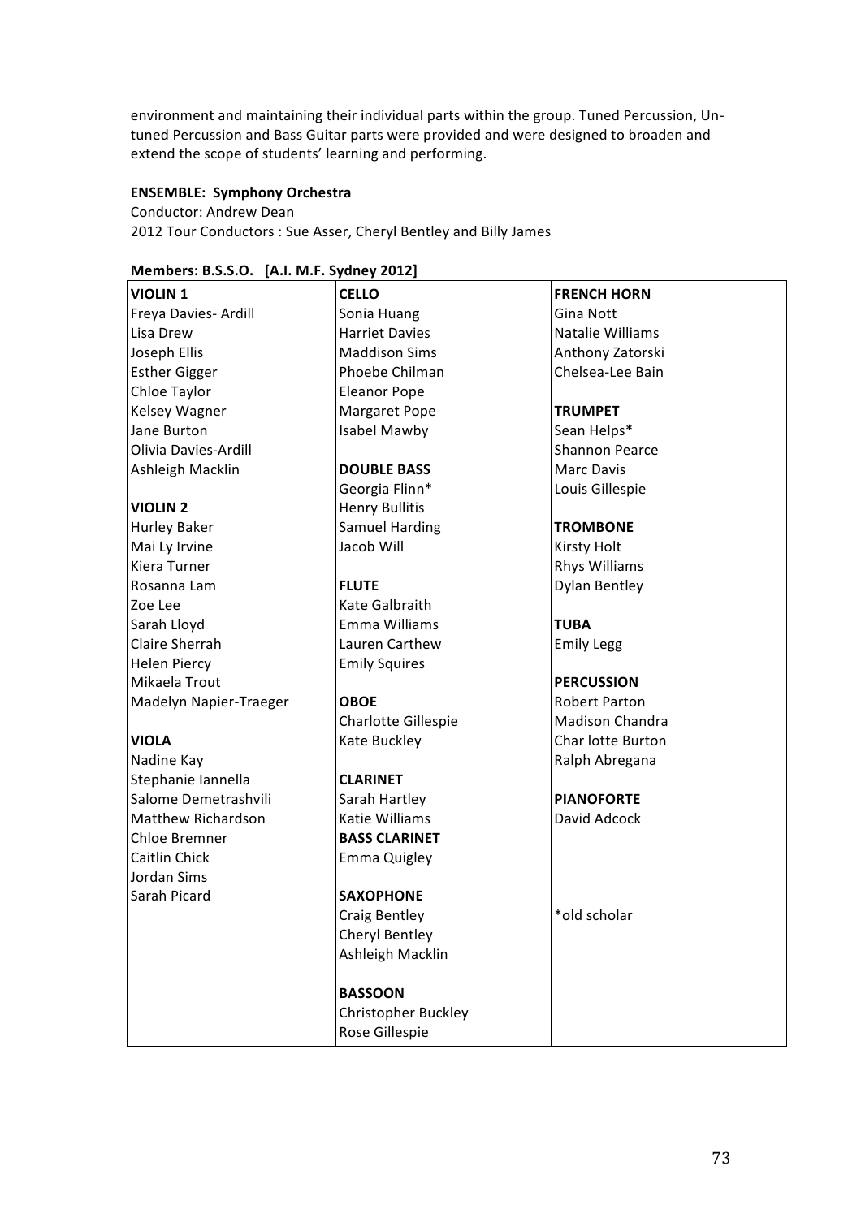environment and maintaining their individual parts within the group. Tuned Percussion, Un-tuned Percussion and Bass Guitar parts were provided and were designed to broaden and extend the scope of students' learning and performing.

**ENSEMBLE: Symphony Orchestra**

Conductor: Andrew Dean

2012 Tour Conductors : Sue Asser, Cheryl Bentley and Billy James

**Members: B.S.S.O. [A.I. M.F. Sydney 2012]**

| **VIOLIN 1** | **CELLO** | **FRENCH HORN** |
|---|---|---|
| Freya Davies- Ardill | Sonia Huang | Gina Nott |
| Lisa Drew | Harriet Davies | Natalie Williams |
| Joseph Ellis | Maddison Sims | Anthony Zatorski |
| Esther Gigger | Phoebe Chilman | Chelsea-Lee Bain |
| Chloe Taylor | Eleanor Pope | |
| Kelsey Wagner | Margaret Pope | **TRUMPET** |
| Jane Burton | Isabel Mawby | Sean Helps* |
| Olivia Davies-Ardill | | Shannon Pearce |
| Ashleigh Macklin | **DOUBLE BASS** | Marc Davis |
| | Georgia Flinn* | Louis Gillespie |
| **VIOLIN 2** | Henry Bullitis | |
| Hurley Baker | Samuel Harding | **TROMBONE** |
| Mai Ly Irvine | Jacob Will | Kirsty Holt |
| Kiera Turner | | Rhys Williams |
| Rosanna Lam | **FLUTE** | Dylan Bentley |
| Zoe Lee | Kate Galbraith | |
| Sarah Lloyd | Emma Williams | **TUBA** |
| Claire Sherrah | Lauren Carthew | Emily Legg |
| Helen Piercy | Emily Squires | |
| Mikaela Trout | | **PERCUSSION** |
| Madelyn Napier-Traeger | **OBOE** | Robert Parton |
| | Charlotte Gillespie | Madison Chandra |
| **VIOLA** | Kate Buckley | Char lotte Burton |
| Nadine Kay | | Ralph Abregana |
| Stephanie Iannella | **CLARINET** | |
| Salome Demetrashvili | Sarah Hartley | **PIANOFORTE** |
| Matthew Richardson | Katie Williams | David Adcock |
| Chloe Bremner | **BASS CLARINET** | |
| Caitlin Chick | Emma Quigley | |
| Jordan Sims | | |
| Sarah Picard | **SAXOPHONE** | |
| | Craig Bentley | *old scholar |
| | Cheryl Bentley | |
| | Ashleigh Macklin | |
| | | |
| | **BASSOON** | |
| | Christopher Buckley | |
| | Rose Gillespie | |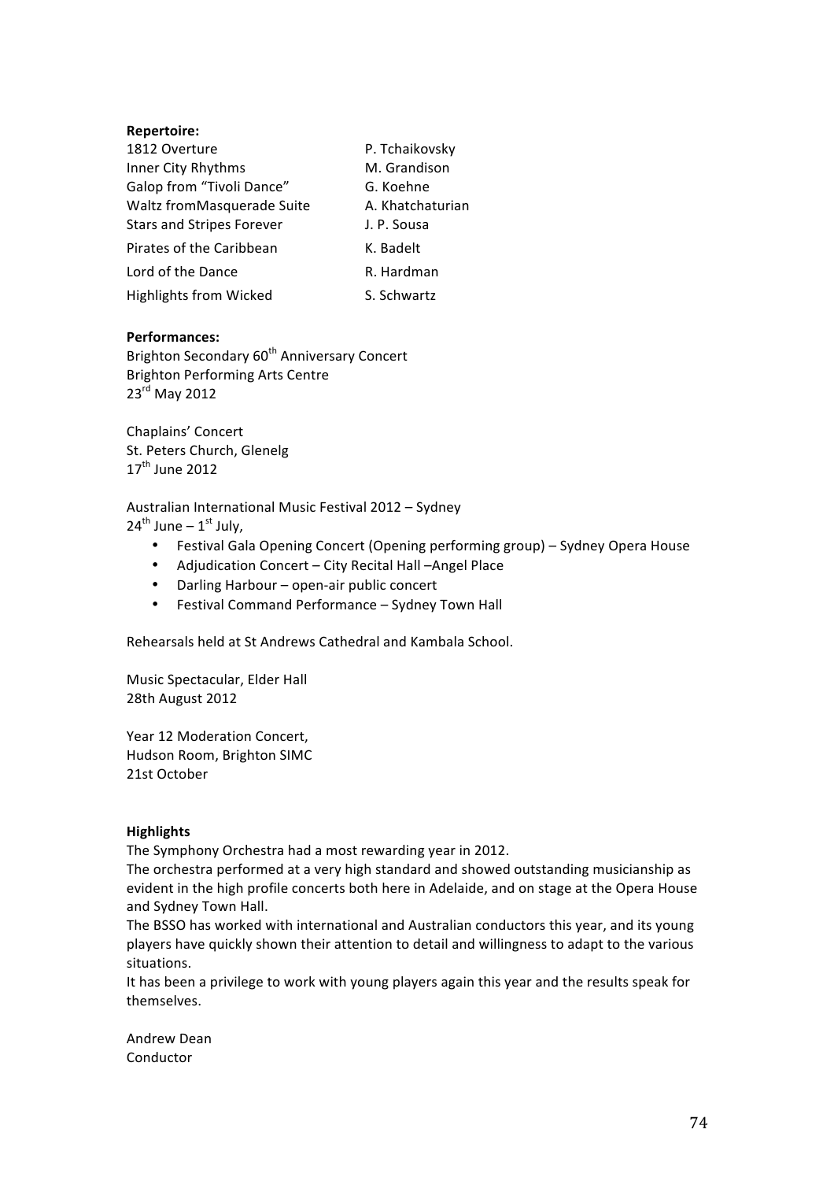**Repertoire:**

| | |
|---|---|
| 1812 Overture | P. Tchaikovsky |
| Inner City Rhythms | M. Grandison |
| Galop from "Tivoli Dance" | G. Koehne |
| Waltz fromMasquerade Suite | A. Khatchaturian |
| Stars and Stripes Forever | J. P. Sousa |
| Pirates of the Caribbean | K. Badelt |
| Lord of the Dance | R. Hardman |
| Highlights from Wicked | S. Schwartz |

**Performances:**

Brighton Secondary 60th Anniversary Concert
Brighton Performing Arts Centre
23rd May 2012

Chaplains' Concert
St. Peters Church, Glenelg
17th June 2012

Australian International Music Festival 2012 – Sydney
24th June – 1st July,

- Festival Gala Opening Concert (Opening performing group) – Sydney Opera House
- Adjudication Concert – City Recital Hall –Angel Place
- Darling Harbour – open-air public concert
- Festival Command Performance – Sydney Town Hall

Rehearsals held at St Andrews Cathedral and Kambala School.

Music Spectacular, Elder Hall
28th August 2012

Year 12 Moderation Concert,
Hudson Room, Brighton SIMC
21st October

**Highlights**

The Symphony Orchestra had a most rewarding year in 2012.
The orchestra performed at a very high standard and showed outstanding musicianship as evident in the high profile concerts both here in Adelaide, and on stage at the Opera House and Sydney Town Hall.
The BSSO has worked with international and Australian conductors this year, and its young players have quickly shown their attention to detail and willingness to adapt to the various situations.
It has been a privilege to work with young players again this year and the results speak for themselves.

Andrew Dean
Conductor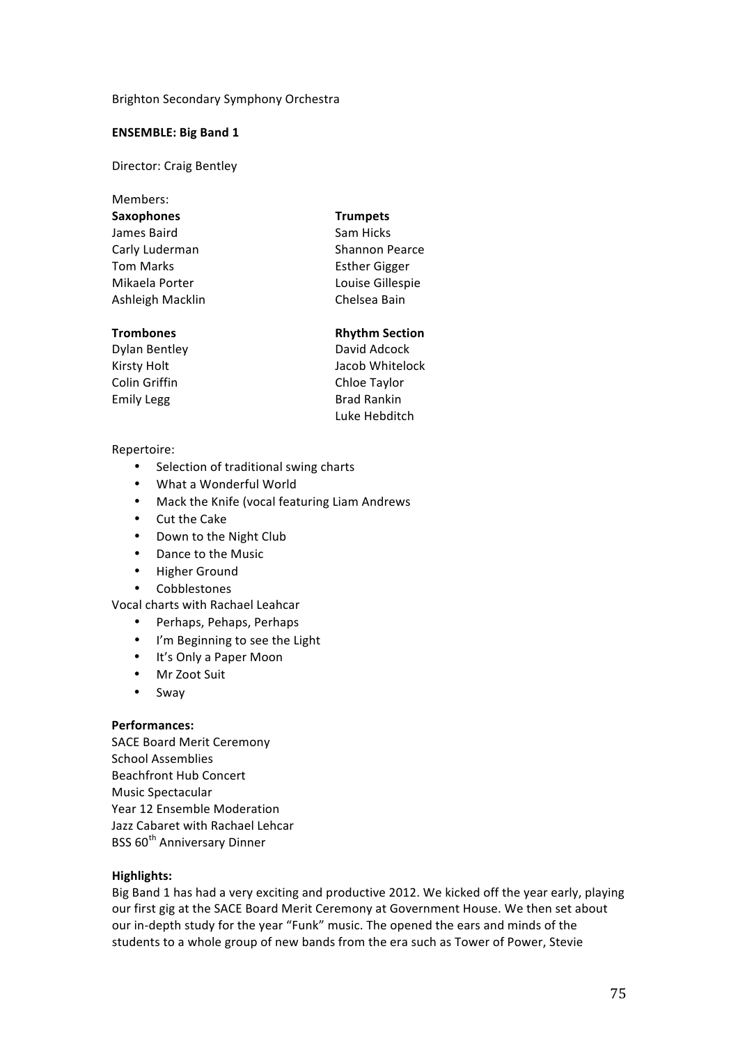Brighton Secondary Symphony Orchestra

**ENSEMBLE: Big Band 1**

Director: Craig Bentley

Members:

| **Saxophones** | **Trumpets** |
|---|---|
| James Baird | Sam Hicks |
| Carly Luderman | Shannon Pearce |
| Tom Marks | Esther Gigger |
| Mikaela Porter | Louise Gillespie |
| Ashleigh Macklin | Chelsea Bain |

| **Trombones** | **Rhythm Section** |
|---|---|
| Dylan Bentley | David Adcock |
| Kirsty Holt | Jacob Whitelock |
| Colin Griffin | Chloe Taylor |
| Emily Legg | Brad Rankin |
| | Luke Hebditch |

Repertoire:

- Selection of traditional swing charts
- What a Wonderful World
- Mack the Knife (vocal featuring Liam Andrews
- Cut the Cake
- Down to the Night Club
- Dance to the Music
- Higher Ground
- Cobblestones

Vocal charts with Rachael Leahcar

- Perhaps, Pehaps, Perhaps
- I'm Beginning to see the Light
- It's Only a Paper Moon
- Mr Zoot Suit
- Sway

**Performances:**

SACE Board Merit Ceremony
School Assemblies
Beachfront Hub Concert
Music Spectacular
Year 12 Ensemble Moderation
Jazz Cabaret with Rachael Lehcar
BSS 60th Anniversary Dinner

**Highlights:**

Big Band 1 has had a very exciting and productive 2012. We kicked off the year early, playing our first gig at the SACE Board Merit Ceremony at Government House. We then set about our in-depth study for the year "Funk" music. The opened the ears and minds of the students to a whole group of new bands from the era such as Tower of Power, Stevie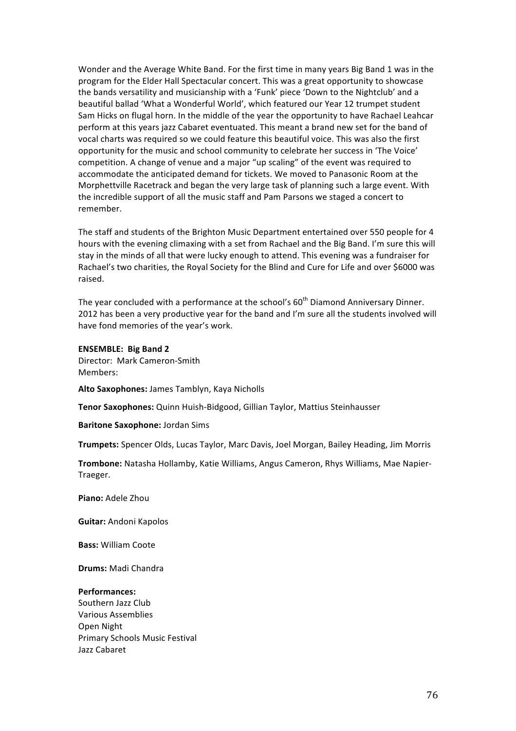Wonder and the Average White Band. For the first time in many years Big Band 1 was in the program for the Elder Hall Spectacular concert. This was a great opportunity to showcase the bands versatility and musicianship with a 'Funk' piece 'Down to the Nightclub' and a beautiful ballad 'What a Wonderful World', which featured our Year 12 trumpet student Sam Hicks on flugal horn. In the middle of the year the opportunity to have Rachael Leahcar perform at this years jazz Cabaret eventuated. This meant a brand new set for the band of vocal charts was required so we could feature this beautiful voice. This was also the first opportunity for the music and school community to celebrate her success in 'The Voice' competition. A change of venue and a major "up scaling" of the event was required to accommodate the anticipated demand for tickets. We moved to Panasonic Room at the Morphettville Racetrack and began the very large task of planning such a large event. With the incredible support of all the music staff and Pam Parsons we staged a concert to remember.

The staff and students of the Brighton Music Department entertained over 550 people for 4 hours with the evening climaxing with a set from Rachael and the Big Band. I'm sure this will stay in the minds of all that were lucky enough to attend. This evening was a fundraiser for Rachael's two charities, the Royal Society for the Blind and Cure for Life and over $6000 was raised.

The year concluded with a performance at the school's 60th Diamond Anniversary Dinner. 2012 has been a very productive year for the band and I'm sure all the students involved will have fond memories of the year's work.

**ENSEMBLE: Big Band 2**
Director: Mark Cameron-Smith
Members:

**Alto Saxophones:** James Tamblyn, Kaya Nicholls

**Tenor Saxophones:** Quinn Huish-Bidgood, Gillian Taylor, Mattius Steinhausser

**Baritone Saxophone:** Jordan Sims

**Trumpets:** Spencer Olds, Lucas Taylor, Marc Davis, Joel Morgan, Bailey Heading, Jim Morris

**Trombone:** Natasha Hollamby, Katie Williams, Angus Cameron, Rhys Williams, Mae Napier-Traeger.

**Piano:** Adele Zhou

**Guitar:** Andoni Kapolos

**Bass:** William Coote

**Drums:** Madi Chandra

**Performances:**
Southern Jazz Club
Various Assemblies
Open Night
Primary Schools Music Festival
Jazz Cabaret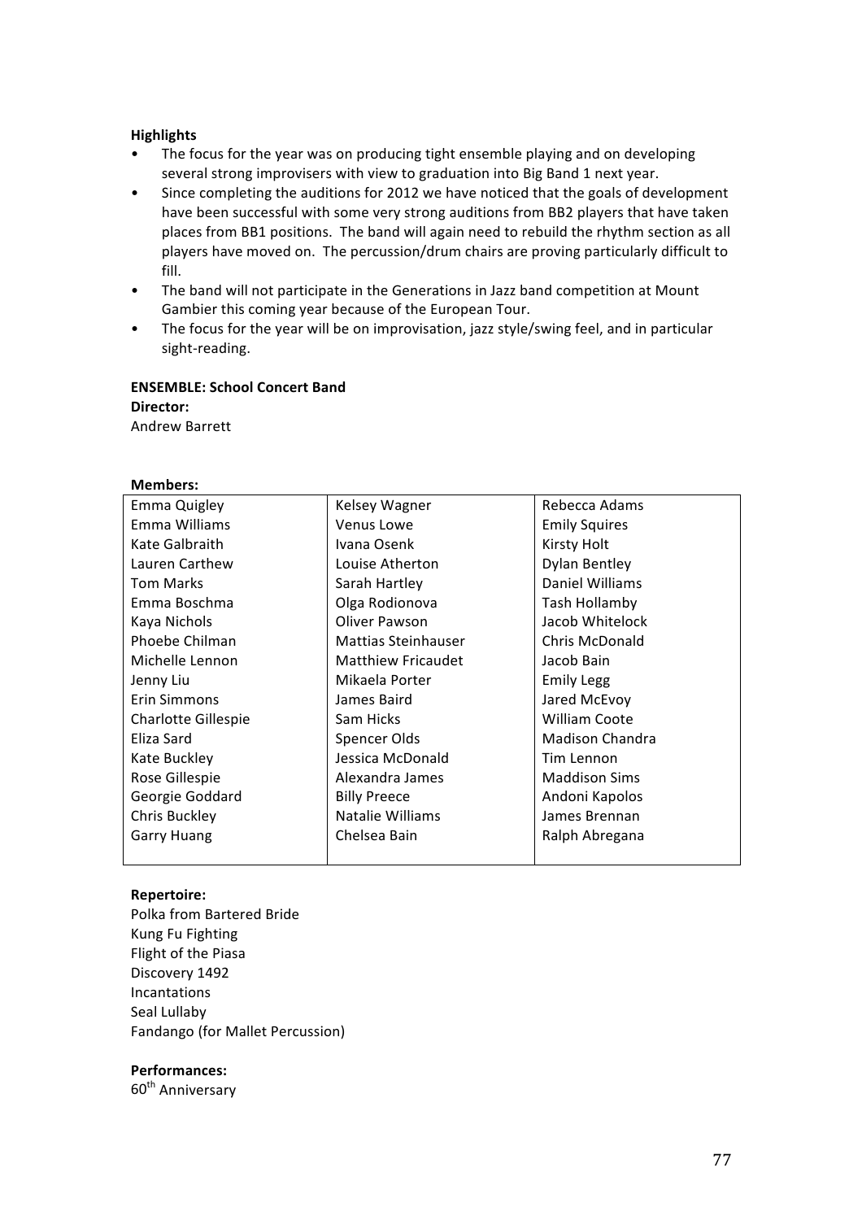**Highlights**

- The focus for the year was on producing tight ensemble playing and on developing several strong improvisers with view to graduation into Big Band 1 next year.
- Since completing the auditions for 2012 we have noticed that the goals of development have been successful with some very strong auditions from BB2 players that have taken places from BB1 positions. The band will again need to rebuild the rhythm section as all players have moved on. The percussion/drum chairs are proving particularly difficult to fill.
- The band will not participate in the Generations in Jazz band competition at Mount Gambier this coming year because of the European Tour.
- The focus for the year will be on improvisation, jazz style/swing feel, and in particular sight-reading.

**ENSEMBLE: School Concert Band**

**Director:**

Andrew Barrett

**Members:**

| | | |
|---|---|---|
| Emma Quigley | Kelsey Wagner | Rebecca Adams |
| Emma Williams | Venus Lowe | Emily Squires |
| Kate Galbraith | Ivana Osenk | Kirsty Holt |
| Lauren Carthew | Louise Atherton | Dylan Bentley |
| Tom Marks | Sarah Hartley | Daniel Williams |
| Emma Boschma | Olga Rodionova | Tash Hollamby |
| Kaya Nichols | Oliver Pawson | Jacob Whitelock |
| Phoebe Chilman | Mattias Steinhauser | Chris McDonald |
| Michelle Lennon | Matthiew Fricaudet | Jacob Bain |
| Jenny Liu | Mikaela Porter | Emily Legg |
| Erin Simmons | James Baird | Jared McEvoy |
| Charlotte Gillespie | Sam Hicks | William Coote |
| Eliza Sard | Spencer Olds | Madison Chandra |
| Kate Buckley | Jessica McDonald | Tim Lennon |
| Rose Gillespie | Alexandra James | Maddison Sims |
| Georgie Goddard | Billy Preece | Andoni Kapolos |
| Chris Buckley | Natalie Williams | James Brennan |
| Garry Huang | Chelsea Bain | Ralph Abregana |

**Repertoire:**

Polka from Bartered Bride
Kung Fu Fighting
Flight of the Piasa
Discovery 1492
Incantations
Seal Lullaby
Fandango (for Mallet Percussion)

**Performances:**

60th Anniversary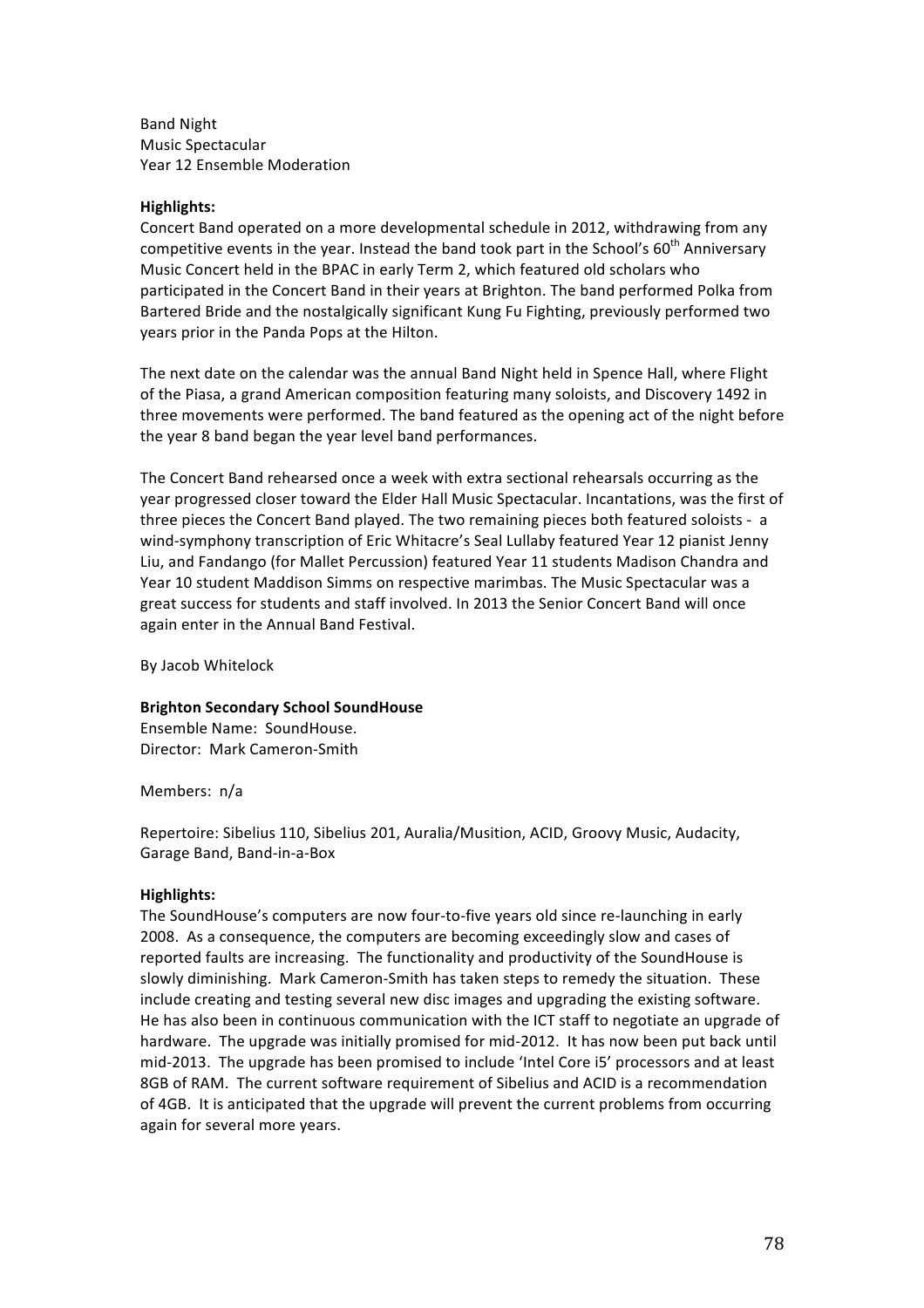Band Night
Music Spectacular
Year 12 Ensemble Moderation

**Highlights:**
Concert Band operated on a more developmental schedule in 2012, withdrawing from any competitive events in the year. Instead the band took part in the School's 60th Anniversary Music Concert held in the BPAC in early Term 2, which featured old scholars who participated in the Concert Band in their years at Brighton. The band performed Polka from Bartered Bride and the nostalgically significant Kung Fu Fighting, previously performed two years prior in the Panda Pops at the Hilton.

The next date on the calendar was the annual Band Night held in Spence Hall, where Flight of the Piasa, a grand American composition featuring many soloists, and Discovery 1492 in three movements were performed. The band featured as the opening act of the night before the year 8 band began the year level band performances.

The Concert Band rehearsed once a week with extra sectional rehearsals occurring as the year progressed closer toward the Elder Hall Music Spectacular. Incantations, was the first of three pieces the Concert Band played. The two remaining pieces both featured soloists - a wind-symphony transcription of Eric Whitacre's Seal Lullaby featured Year 12 pianist Jenny Liu, and Fandango (for Mallet Percussion) featured Year 11 students Madison Chandra and Year 10 student Maddison Simms on respective marimbas. The Music Spectacular was a great success for students and staff involved. In 2013 the Senior Concert Band will once again enter in the Annual Band Festival.

By Jacob Whitelock

**Brighton Secondary School SoundHouse**
Ensemble Name: SoundHouse.
Director: Mark Cameron-Smith

Members: n/a

Repertoire: Sibelius 110, Sibelius 201, Auralia/Musition, ACID, Groovy Music, Audacity, Garage Band, Band-in-a-Box

**Highlights:**
The SoundHouse's computers are now four-to-five years old since re-launching in early 2008. As a consequence, the computers are becoming exceedingly slow and cases of reported faults are increasing. The functionality and productivity of the SoundHouse is slowly diminishing. Mark Cameron-Smith has taken steps to remedy the situation. These include creating and testing several new disc images and upgrading the existing software. He has also been in continuous communication with the ICT staff to negotiate an upgrade of hardware. The upgrade was initially promised for mid-2012. It has now been put back until mid-2013. The upgrade has been promised to include 'Intel Core i5' processors and at least 8GB of RAM. The current software requirement of Sibelius and ACID is a recommendation of 4GB. It is anticipated that the upgrade will prevent the current problems from occurring again for several more years.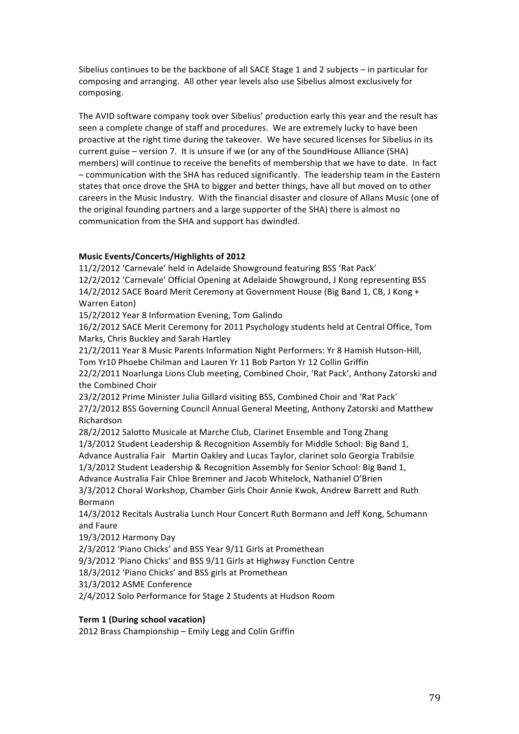Sibelius continues to be the backbone of all SACE Stage 1 and 2 subjects – in particular for composing and arranging. All other year levels also use Sibelius almost exclusively for composing.

The AVID software company took over Sibelius' production early this year and the result has seen a complete change of staff and procedures. We are extremely lucky to have been proactive at the right time during the takeover. We have secured licenses for Sibelius in its current guise – version 7. It is unsure if we (or any of the SoundHouse Alliance (SHA) members) will continue to receive the benefits of membership that we have to date. In fact – communication with the SHA has reduced significantly. The leadership team in the Eastern states that once drove the SHA to bigger and better things, have all but moved on to other careers in the Music Industry. With the financial disaster and closure of Allans Music (one of the original founding partners and a large supporter of the SHA) there is almost no communication from the SHA and support has dwindled.

**Music Events/Concerts/Highlights of 2012**

11/2/2012 'Carnevale' held in Adelaide Showground featuring BSS 'Rat Pack'
12/2/2012 'Carnevale' Official Opening at Adelaide Showground, J Kong representing BSS
14/2/2012 SACE Board Merit Ceremony at Government House (Big Band 1, CB, J Kong + Warren Eaton)
15/2/2012 Year 8 Information Evening, Tom Galindo
16/2/2012 SACE Merit Ceremony for 2011 Psychology students held at Central Office, Tom Marks, Chris Buckley and Sarah Hartley
21/2/2011 Year 8 Music Parents Information Night Performers: Yr 8 Hamish Hutson-Hill, Tom Yr10 Phoebe Chilman and Lauren Yr 11 Bob Parton Yr 12 Collin Griffin
22/2/2011 Noarlunga Lions Club meeting, Combined Choir, 'Rat Pack', Anthony Zatorski and the Combined Choir
23/2/2012 Prime Minister Julia Gillard visiting BSS, Combined Choir and 'Rat Pack'
27/2/2012 BSS Governing Council Annual General Meeting, Anthony Zatorski and Matthew Richardson
28/2/2012 Salotto Musicale at Marche Club, Clarinet Ensemble and Tong Zhang
1/3/2012 Student Leadership & Recognition Assembly for Middle School: Big Band 1, Advance Australia Fair Martin Oakley and Lucas Taylor, clarinet solo Georgia Trabilsie
1/3/2012 Student Leadership & Recognition Assembly for Senior School: Big Band 1, Advance Australia Fair Chloe Bremner and Jacob Whitelock, Nathaniel O'Brien
3/3/2012 Choral Workshop, Chamber Girls Choir Annie Kwok, Andrew Barrett and Ruth Bormann
14/3/2012 Recitals Australia Lunch Hour Concert Ruth Bormann and Jeff Kong, Schumann and Faure
19/3/2012 Harmony Day
2/3/2012 'Piano Chicks' and BSS Year 9/11 Girls at Promethean
9/3/2012 'Piano Chicks' and BSS 9/11 Girls at Highway Function Centre
18/3/2012 'Piano Chicks' and BSS girls at Promethean
31/3/2012 ASME Conference
2/4/2012 Solo Performance for Stage 2 Students at Hudson Room

**Term 1 (During school vacation)**

2012 Brass Championship – Emily Legg and Colin Griffin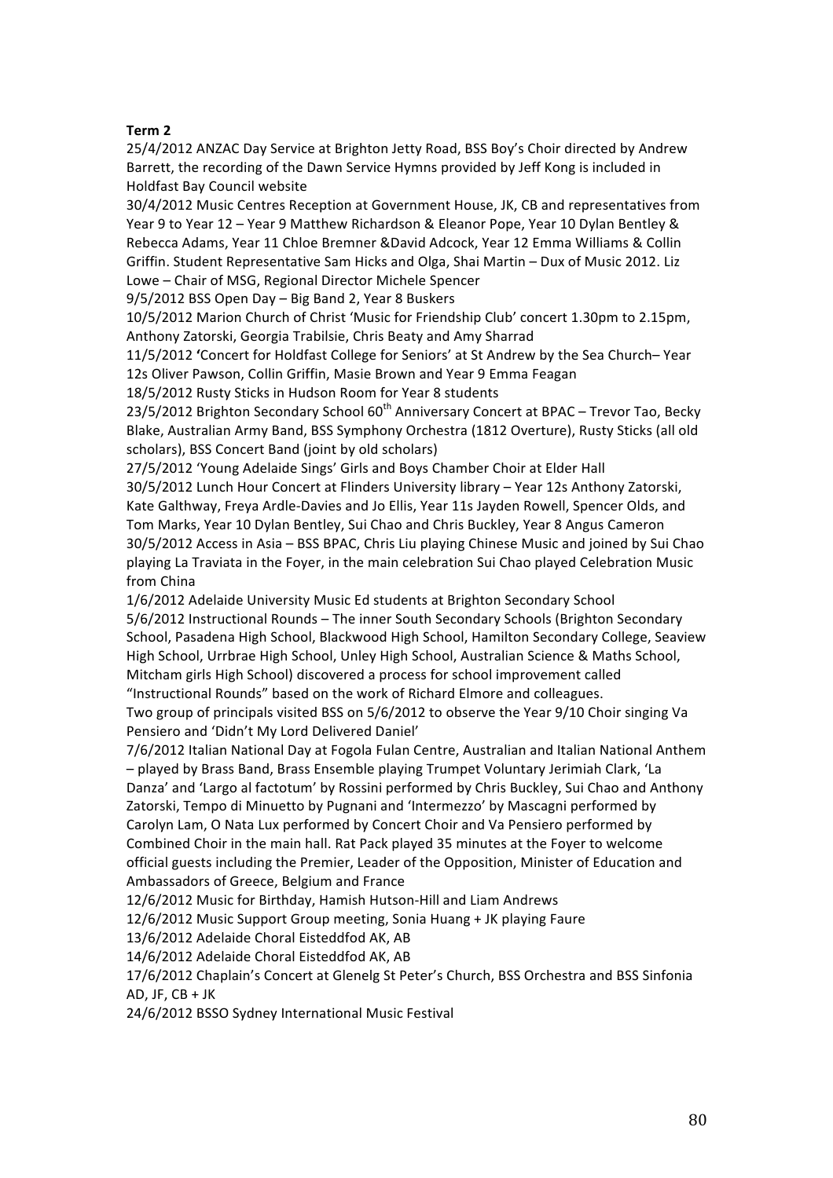**Term 2**

25/4/2012 ANZAC Day Service at Brighton Jetty Road, BSS Boy's Choir directed by Andrew Barrett, the recording of the Dawn Service Hymns provided by Jeff Kong is included in Holdfast Bay Council website

30/4/2012 Music Centres Reception at Government House, JK, CB and representatives from Year 9 to Year 12 – Year 9 Matthew Richardson & Eleanor Pope, Year 10 Dylan Bentley & Rebecca Adams, Year 11 Chloe Bremner &David Adcock, Year 12 Emma Williams & Collin Griffin. Student Representative Sam Hicks and Olga, Shai Martin – Dux of Music 2012. Liz Lowe – Chair of MSG, Regional Director Michele Spencer

9/5/2012 BSS Open Day – Big Band 2, Year 8 Buskers

10/5/2012 Marion Church of Christ 'Music for Friendship Club' concert 1.30pm to 2.15pm, Anthony Zatorski, Georgia Trabilsie, Chris Beaty and Amy Sharrad

11/5/2012 **'**Concert for Holdfast College for Seniors' at St Andrew by the Sea Church– Year 12s Oliver Pawson, Collin Griffin, Masie Brown and Year 9 Emma Feagan

18/5/2012 Rusty Sticks in Hudson Room for Year 8 students

23/5/2012 Brighton Secondary School 60th Anniversary Concert at BPAC – Trevor Tao, Becky Blake, Australian Army Band, BSS Symphony Orchestra (1812 Overture), Rusty Sticks (all old scholars), BSS Concert Band (joint by old scholars)

27/5/2012 'Young Adelaide Sings' Girls and Boys Chamber Choir at Elder Hall

30/5/2012 Lunch Hour Concert at Flinders University library – Year 12s Anthony Zatorski, Kate Galthway, Freya Ardle-Davies and Jo Ellis, Year 11s Jayden Rowell, Spencer Olds, and Tom Marks, Year 10 Dylan Bentley, Sui Chao and Chris Buckley, Year 8 Angus Cameron

30/5/2012 Access in Asia – BSS BPAC, Chris Liu playing Chinese Music and joined by Sui Chao playing La Traviata in the Foyer, in the main celebration Sui Chao played Celebration Music from China

1/6/2012 Adelaide University Music Ed students at Brighton Secondary School

5/6/2012 Instructional Rounds – The inner South Secondary Schools (Brighton Secondary School, Pasadena High School, Blackwood High School, Hamilton Secondary College, Seaview High School, Urrbrae High School, Unley High School, Australian Science & Maths School, Mitcham girls High School) discovered a process for school improvement called "Instructional Rounds" based on the work of Richard Elmore and colleagues.

Two group of principals visited BSS on 5/6/2012 to observe the Year 9/10 Choir singing Va Pensiero and 'Didn't My Lord Delivered Daniel'

7/6/2012 Italian National Day at Fogola Fulan Centre, Australian and Italian National Anthem – played by Brass Band, Brass Ensemble playing Trumpet Voluntary Jerimiah Clark, 'La Danza' and 'Largo al factotum' by Rossini performed by Chris Buckley, Sui Chao and Anthony Zatorski, Tempo di Minuetto by Pugnani and 'Intermezzo' by Mascagni performed by Carolyn Lam, O Nata Lux performed by Concert Choir and Va Pensiero performed by Combined Choir in the main hall. Rat Pack played 35 minutes at the Foyer to welcome official guests including the Premier, Leader of the Opposition, Minister of Education and Ambassadors of Greece, Belgium and France

12/6/2012 Music for Birthday, Hamish Hutson-Hill and Liam Andrews

12/6/2012 Music Support Group meeting, Sonia Huang + JK playing Faure

13/6/2012 Adelaide Choral Eisteddfod AK, AB

14/6/2012 Adelaide Choral Eisteddfod AK, AB

17/6/2012 Chaplain's Concert at Glenelg St Peter's Church, BSS Orchestra and BSS Sinfonia AD, JF, CB + JK

24/6/2012 BSSO Sydney International Music Festival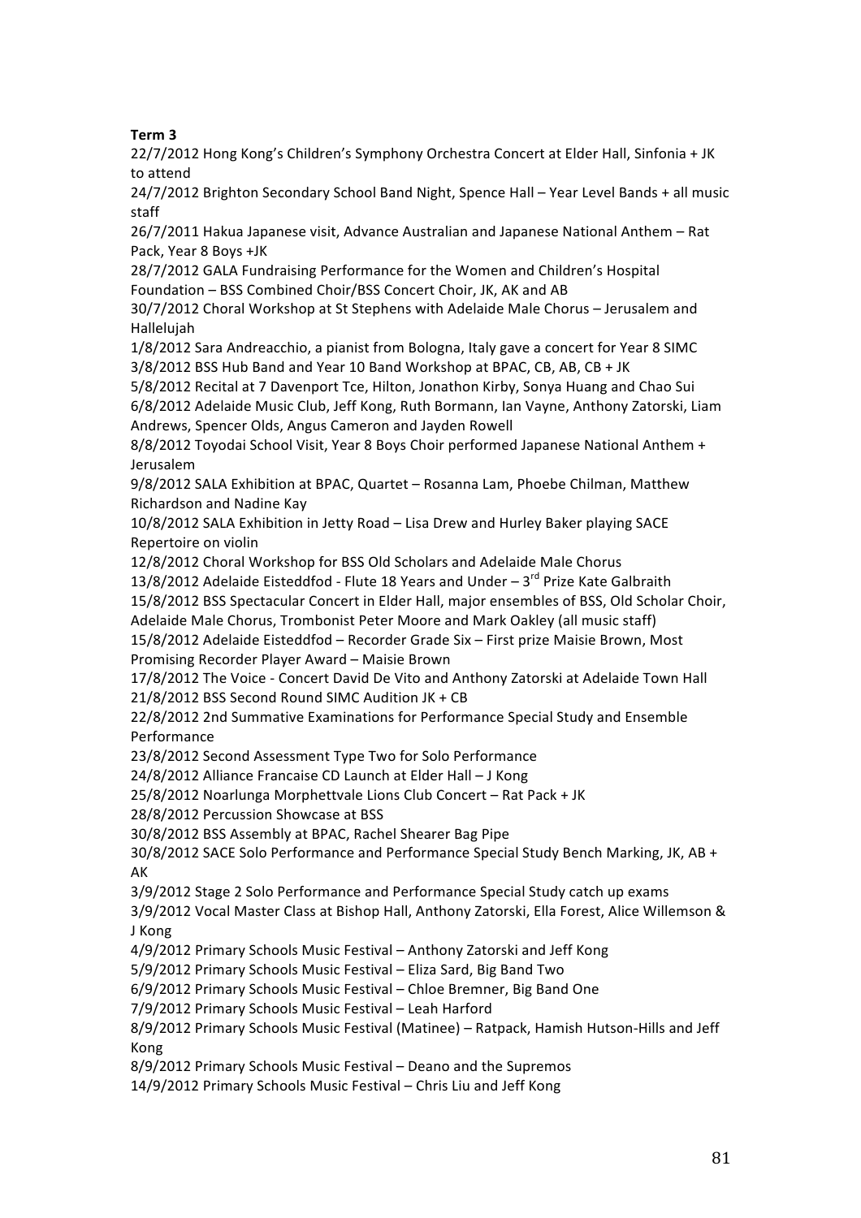**Term 3**

22/7/2012 Hong Kong's Children's Symphony Orchestra Concert at Elder Hall, Sinfonia + JK to attend

24/7/2012 Brighton Secondary School Band Night, Spence Hall – Year Level Bands + all music staff

26/7/2011 Hakua Japanese visit, Advance Australian and Japanese National Anthem – Rat Pack, Year 8 Boys +JK

28/7/2012 GALA Fundraising Performance for the Women and Children's Hospital Foundation – BSS Combined Choir/BSS Concert Choir, JK, AK and AB

30/7/2012 Choral Workshop at St Stephens with Adelaide Male Chorus – Jerusalem and Hallelujah

1/8/2012 Sara Andreacchio, a pianist from Bologna, Italy gave a concert for Year 8 SIMC

3/8/2012 BSS Hub Band and Year 10 Band Workshop at BPAC, CB, AB, CB + JK

5/8/2012 Recital at 7 Davenport Tce, Hilton, Jonathon Kirby, Sonya Huang and Chao Sui

6/8/2012 Adelaide Music Club, Jeff Kong, Ruth Bormann, Ian Vayne, Anthony Zatorski, Liam Andrews, Spencer Olds, Angus Cameron and Jayden Rowell

8/8/2012 Toyodai School Visit, Year 8 Boys Choir performed Japanese National Anthem + Jerusalem

9/8/2012 SALA Exhibition at BPAC, Quartet – Rosanna Lam, Phoebe Chilman, Matthew Richardson and Nadine Kay

10/8/2012 SALA Exhibition in Jetty Road – Lisa Drew and Hurley Baker playing SACE Repertoire on violin

12/8/2012 Choral Workshop for BSS Old Scholars and Adelaide Male Chorus

13/8/2012 Adelaide Eisteddfod - Flute 18 Years and Under – 3rd Prize Kate Galbraith

15/8/2012 BSS Spectacular Concert in Elder Hall, major ensembles of BSS, Old Scholar Choir, Adelaide Male Chorus, Trombonist Peter Moore and Mark Oakley (all music staff)

15/8/2012 Adelaide Eisteddfod – Recorder Grade Six – First prize Maisie Brown, Most Promising Recorder Player Award – Maisie Brown

17/8/2012 The Voice - Concert David De Vito and Anthony Zatorski at Adelaide Town Hall

21/8/2012 BSS Second Round SIMC Audition JK + CB

22/8/2012 2nd Summative Examinations for Performance Special Study and Ensemble Performance

23/8/2012 Second Assessment Type Two for Solo Performance

24/8/2012 Alliance Francaise CD Launch at Elder Hall – J Kong

25/8/2012 Noarlunga Morphettvale Lions Club Concert – Rat Pack + JK

28/8/2012 Percussion Showcase at BSS

30/8/2012 BSS Assembly at BPAC, Rachel Shearer Bag Pipe

30/8/2012 SACE Solo Performance and Performance Special Study Bench Marking, JK, AB + AK

3/9/2012 Stage 2 Solo Performance and Performance Special Study catch up exams

3/9/2012 Vocal Master Class at Bishop Hall, Anthony Zatorski, Ella Forest, Alice Willemson & J Kong

4/9/2012 Primary Schools Music Festival – Anthony Zatorski and Jeff Kong

5/9/2012 Primary Schools Music Festival – Eliza Sard, Big Band Two

6/9/2012 Primary Schools Music Festival – Chloe Bremner, Big Band One

7/9/2012 Primary Schools Music Festival – Leah Harford

8/9/2012 Primary Schools Music Festival (Matinee) – Ratpack, Hamish Hutson-Hills and Jeff Kong

8/9/2012 Primary Schools Music Festival – Deano and the Supremos

14/9/2012 Primary Schools Music Festival – Chris Liu and Jeff Kong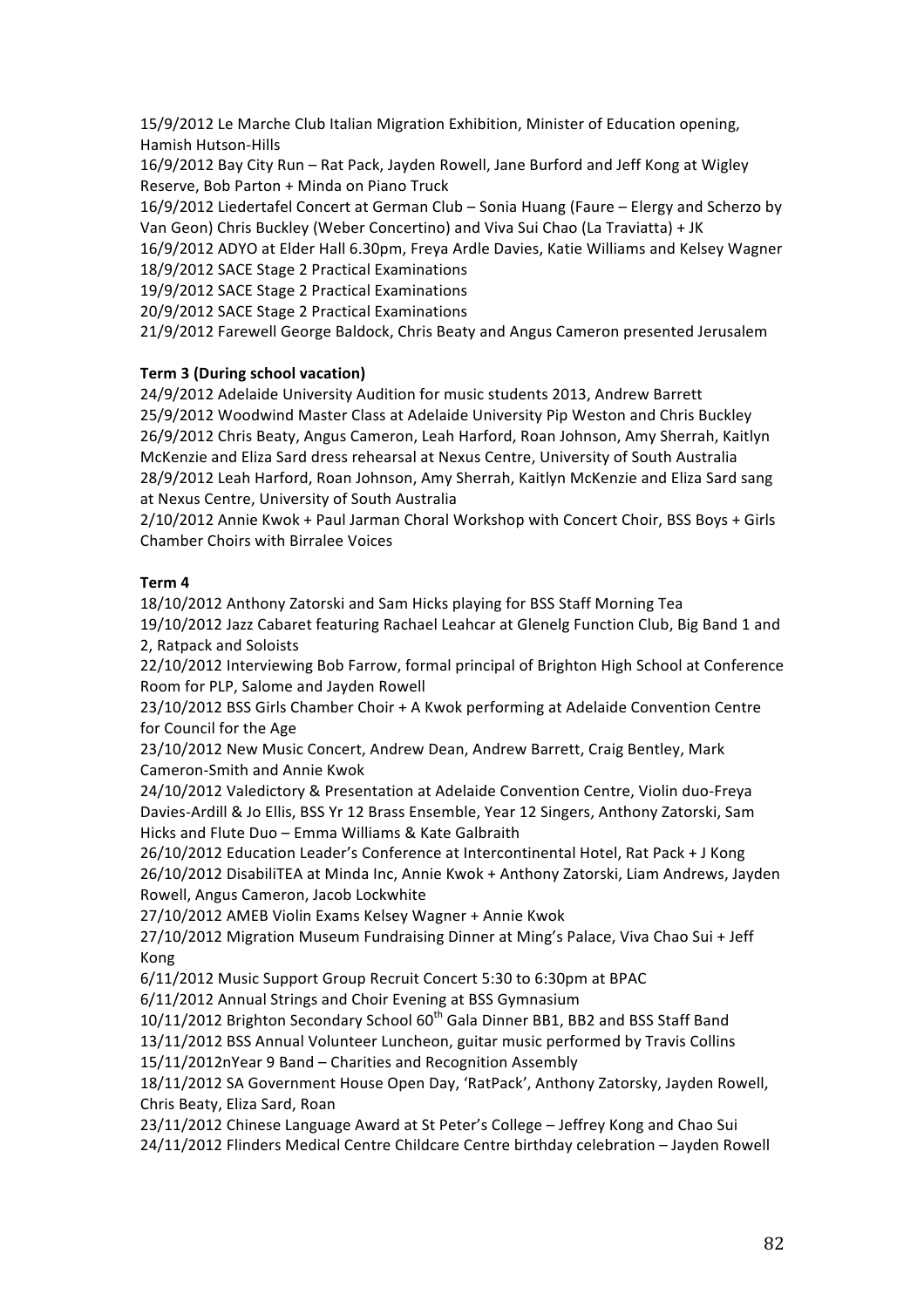15/9/2012 Le Marche Club Italian Migration Exhibition, Minister of Education opening, Hamish Hutson-Hills

16/9/2012 Bay City Run – Rat Pack, Jayden Rowell, Jane Burford and Jeff Kong at Wigley Reserve, Bob Parton + Minda on Piano Truck

16/9/2012 Liedertafel Concert at German Club – Sonia Huang (Faure – Elergy and Scherzo by Van Geon) Chris Buckley (Weber Concertino) and Viva Sui Chao (La Traviatta) + JK

16/9/2012 ADYO at Elder Hall 6.30pm, Freya Ardle Davies, Katie Williams and Kelsey Wagner

18/9/2012 SACE Stage 2 Practical Examinations

19/9/2012 SACE Stage 2 Practical Examinations

20/9/2012 SACE Stage 2 Practical Examinations

21/9/2012 Farewell George Baldock, Chris Beaty and Angus Cameron presented Jerusalem

**Term 3 (During school vacation)**

24/9/2012 Adelaide University Audition for music students 2013, Andrew Barrett

25/9/2012 Woodwind Master Class at Adelaide University Pip Weston and Chris Buckley

26/9/2012 Chris Beaty, Angus Cameron, Leah Harford, Roan Johnson, Amy Sherrah, Kaitlyn McKenzie and Eliza Sard dress rehearsal at Nexus Centre, University of South Australia

28/9/2012 Leah Harford, Roan Johnson, Amy Sherrah, Kaitlyn McKenzie and Eliza Sard sang at Nexus Centre, University of South Australia

2/10/2012 Annie Kwok + Paul Jarman Choral Workshop with Concert Choir, BSS Boys + Girls Chamber Choirs with Birralee Voices

**Term 4**

18/10/2012 Anthony Zatorski and Sam Hicks playing for BSS Staff Morning Tea

19/10/2012 Jazz Cabaret featuring Rachael Leahcar at Glenelg Function Club, Big Band 1 and 2, Ratpack and Soloists

22/10/2012 Interviewing Bob Farrow, formal principal of Brighton High School at Conference Room for PLP, Salome and Jayden Rowell

23/10/2012 BSS Girls Chamber Choir + A Kwok performing at Adelaide Convention Centre for Council for the Age

23/10/2012 New Music Concert, Andrew Dean, Andrew Barrett, Craig Bentley, Mark Cameron-Smith and Annie Kwok

24/10/2012 Valedictory & Presentation at Adelaide Convention Centre, Violin duo-Freya Davies-Ardill & Jo Ellis, BSS Yr 12 Brass Ensemble, Year 12 Singers, Anthony Zatorski, Sam Hicks and Flute Duo – Emma Williams & Kate Galbraith

26/10/2012 Education Leader's Conference at Intercontinental Hotel, Rat Pack + J Kong

26/10/2012 DisabiliTEA at Minda Inc, Annie Kwok + Anthony Zatorski, Liam Andrews, Jayden Rowell, Angus Cameron, Jacob Lockwhite

27/10/2012 AMEB Violin Exams Kelsey Wagner + Annie Kwok

27/10/2012 Migration Museum Fundraising Dinner at Ming's Palace, Viva Chao Sui + Jeff Kong

6/11/2012 Music Support Group Recruit Concert 5:30 to 6:30pm at BPAC

6/11/2012 Annual Strings and Choir Evening at BSS Gymnasium

10/11/2012 Brighton Secondary School 60th Gala Dinner BB1, BB2 and BSS Staff Band

13/11/2012 BSS Annual Volunteer Luncheon, guitar music performed by Travis Collins

15/11/2012nYear 9 Band – Charities and Recognition Assembly

18/11/2012 SA Government House Open Day, 'RatPack', Anthony Zatorsky, Jayden Rowell, Chris Beaty, Eliza Sard, Roan

23/11/2012 Chinese Language Award at St Peter's College – Jeffrey Kong and Chao Sui

24/11/2012 Flinders Medical Centre Childcare Centre birthday celebration – Jayden Rowell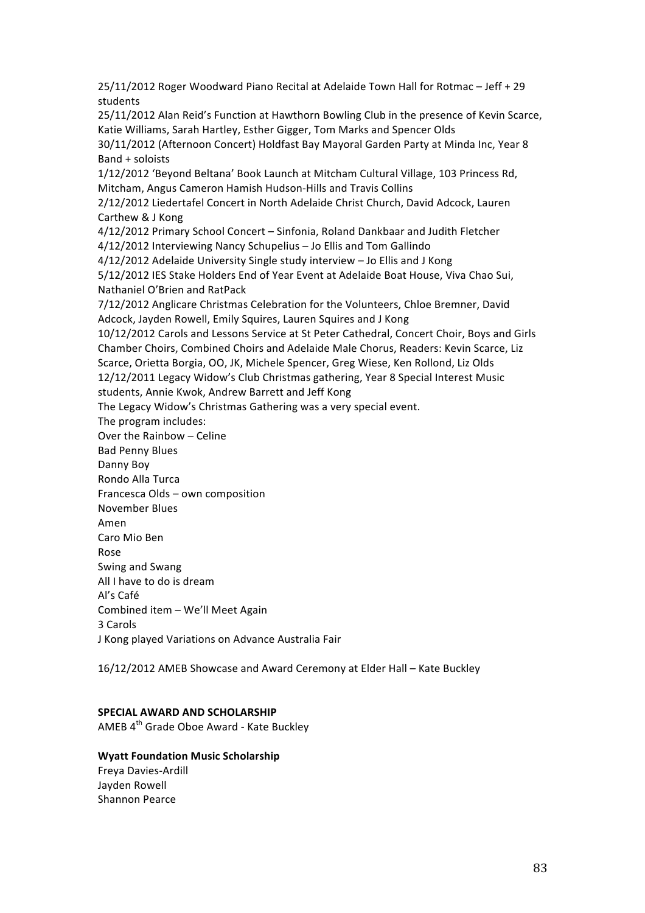25/11/2012 Roger Woodward Piano Recital at Adelaide Town Hall for Rotmac – Jeff + 29 students

25/11/2012 Alan Reid's Function at Hawthorn Bowling Club in the presence of Kevin Scarce, Katie Williams, Sarah Hartley, Esther Gigger, Tom Marks and Spencer Olds

30/11/2012 (Afternoon Concert) Holdfast Bay Mayoral Garden Party at Minda Inc, Year 8 Band + soloists

1/12/2012 'Beyond Beltana' Book Launch at Mitcham Cultural Village, 103 Princess Rd, Mitcham, Angus Cameron Hamish Hudson-Hills and Travis Collins

2/12/2012 Liedertafel Concert in North Adelaide Christ Church, David Adcock, Lauren Carthew & J Kong

4/12/2012 Primary School Concert – Sinfonia, Roland Dankbaar and Judith Fletcher

4/12/2012 Interviewing Nancy Schupelius – Jo Ellis and Tom Gallindo

4/12/2012 Adelaide University Single study interview – Jo Ellis and J Kong

5/12/2012 IES Stake Holders End of Year Event at Adelaide Boat House, Viva Chao Sui, Nathaniel O'Brien and RatPack

7/12/2012 Anglicare Christmas Celebration for the Volunteers, Chloe Bremner, David Adcock, Jayden Rowell, Emily Squires, Lauren Squires and J Kong

10/12/2012 Carols and Lessons Service at St Peter Cathedral, Concert Choir, Boys and Girls Chamber Choirs, Combined Choirs and Adelaide Male Chorus, Readers: Kevin Scarce, Liz Scarce, Orietta Borgia, OO, JK, Michele Spencer, Greg Wiese, Ken Rollond, Liz Olds

12/12/2011 Legacy Widow's Club Christmas gathering, Year 8 Special Interest Music students, Annie Kwok, Andrew Barrett and Jeff Kong

The Legacy Widow's Christmas Gathering was a very special event.

The program includes:

Over the Rainbow – Celine
Bad Penny Blues
Danny Boy
Rondo Alla Turca
Francesca Olds – own composition
November Blues
Amen
Caro Mio Ben
Rose
Swing and Swang
All I have to do is dream
Al's Café
Combined item – We'll Meet Again
3 Carols
J Kong played Variations on Advance Australia Fair

16/12/2012 AMEB Showcase and Award Ceremony at Elder Hall – Kate Buckley

**SPECIAL AWARD AND SCHOLARSHIP**

AMEB 4th Grade Oboe Award - Kate Buckley

**Wyatt Foundation Music Scholarship**

Freya Davies-Ardill
Jayden Rowell
Shannon Pearce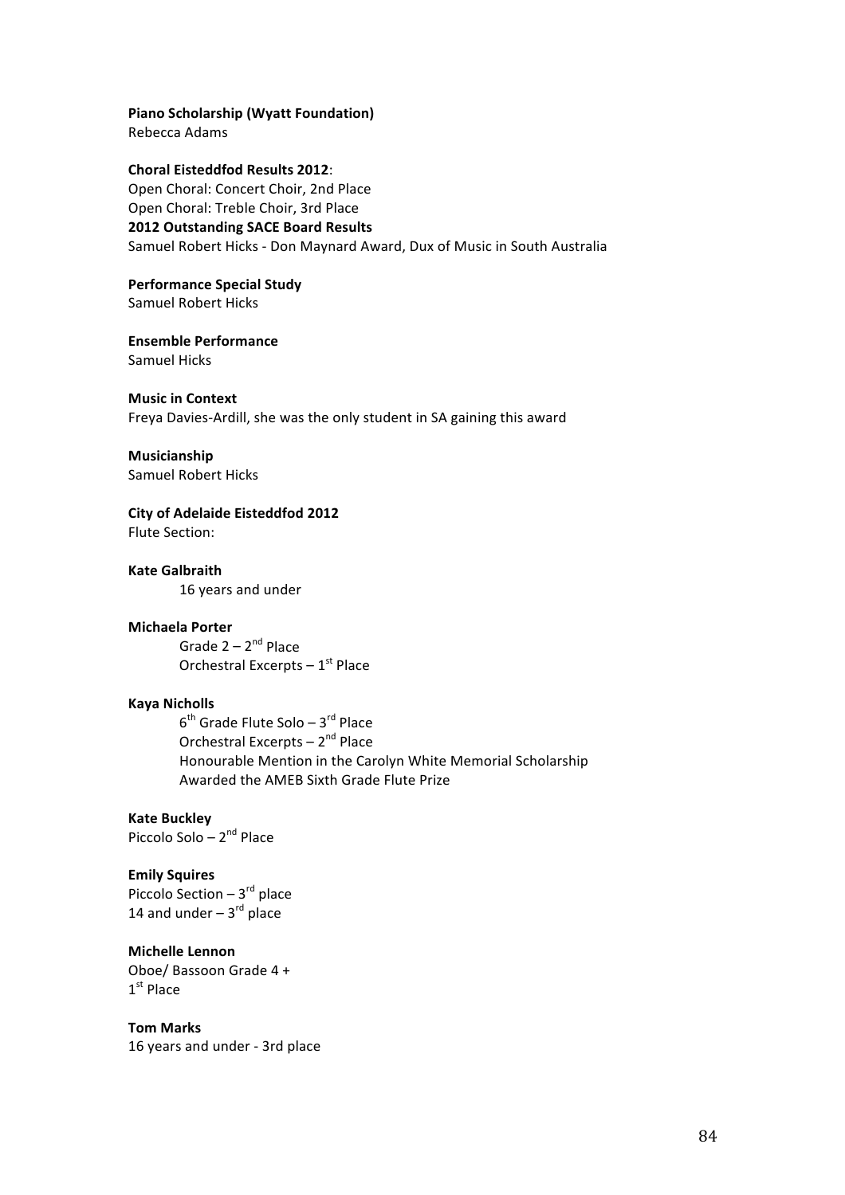**Piano Scholarship (Wyatt Foundation)**
Rebecca Adams

**Choral Eisteddfod Results 2012**:
Open Choral: Concert Choir, 2nd Place
Open Choral: Treble Choir, 3rd Place
**2012 Outstanding SACE Board Results**
Samuel Robert Hicks - Don Maynard Award, Dux of Music in South Australia

**Performance Special Study**
Samuel Robert Hicks

**Ensemble Performance**
Samuel Hicks

**Music in Context**
Freya Davies-Ardill, she was the only student in SA gaining this award

**Musicianship**
Samuel Robert Hicks

**City of Adelaide Eisteddfod 2012**
Flute Section:

**Kate Galbraith**
    16 years and under

**Michaela Porter**
    Grade 2 – 2nd Place
    Orchestral Excerpts – 1st Place

**Kaya Nicholls**
    6th Grade Flute Solo – 3rd Place
    Orchestral Excerpts – 2nd Place
    Honourable Mention in the Carolyn White Memorial Scholarship
    Awarded the AMEB Sixth Grade Flute Prize

**Kate Buckley**
Piccolo Solo – 2nd Place

**Emily Squires**
Piccolo Section – 3rd place
14 and under – 3rd place

**Michelle Lennon**
Oboe/ Bassoon Grade 4 +
1st Place

**Tom Marks**
16 years and under - 3rd place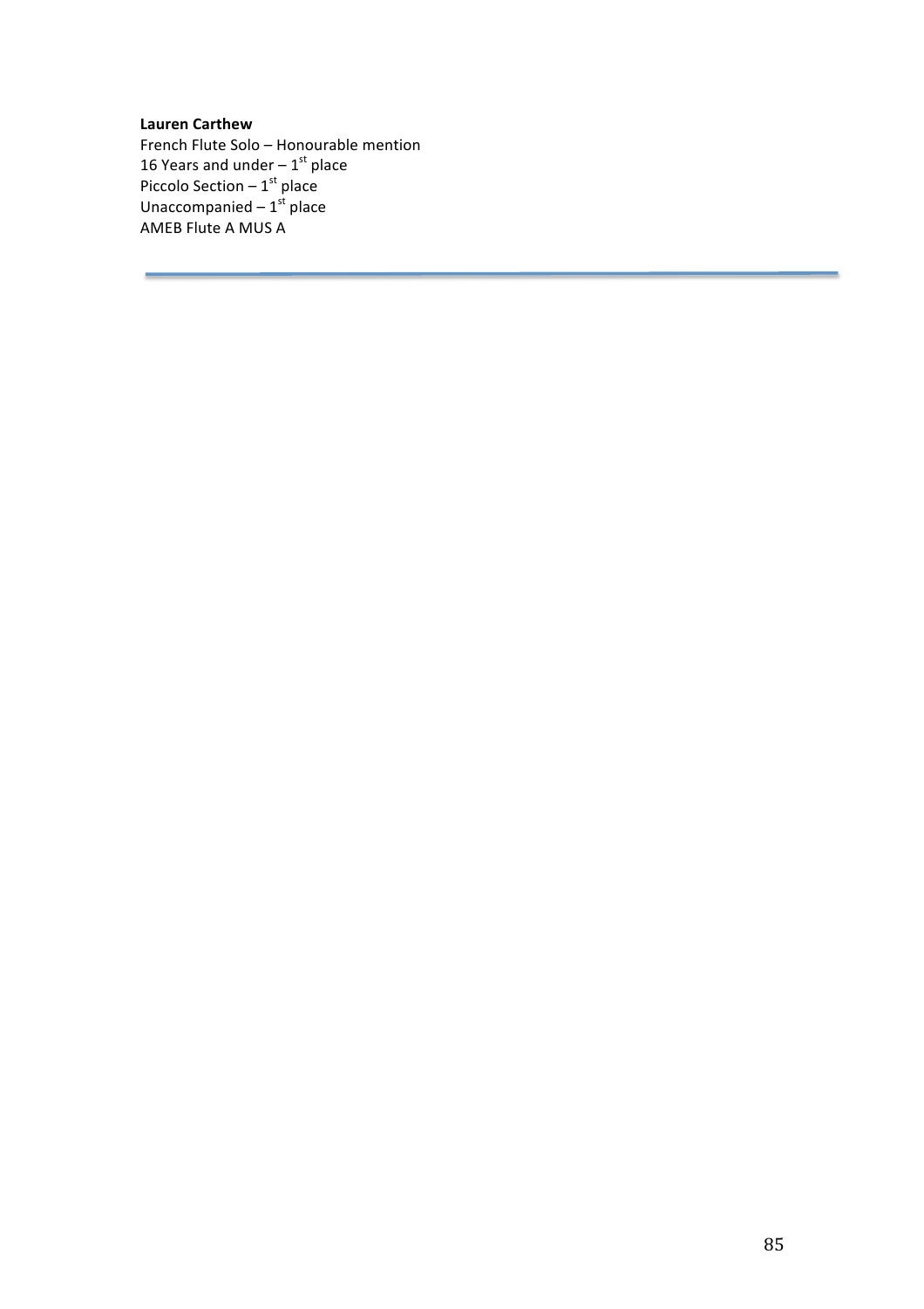**Lauren Carthew**

French Flute Solo – Honourable mention
16 Years and under – 1st place
Piccolo Section – 1st place
Unaccompanied – 1st place
AMEB Flute A MUS A

---